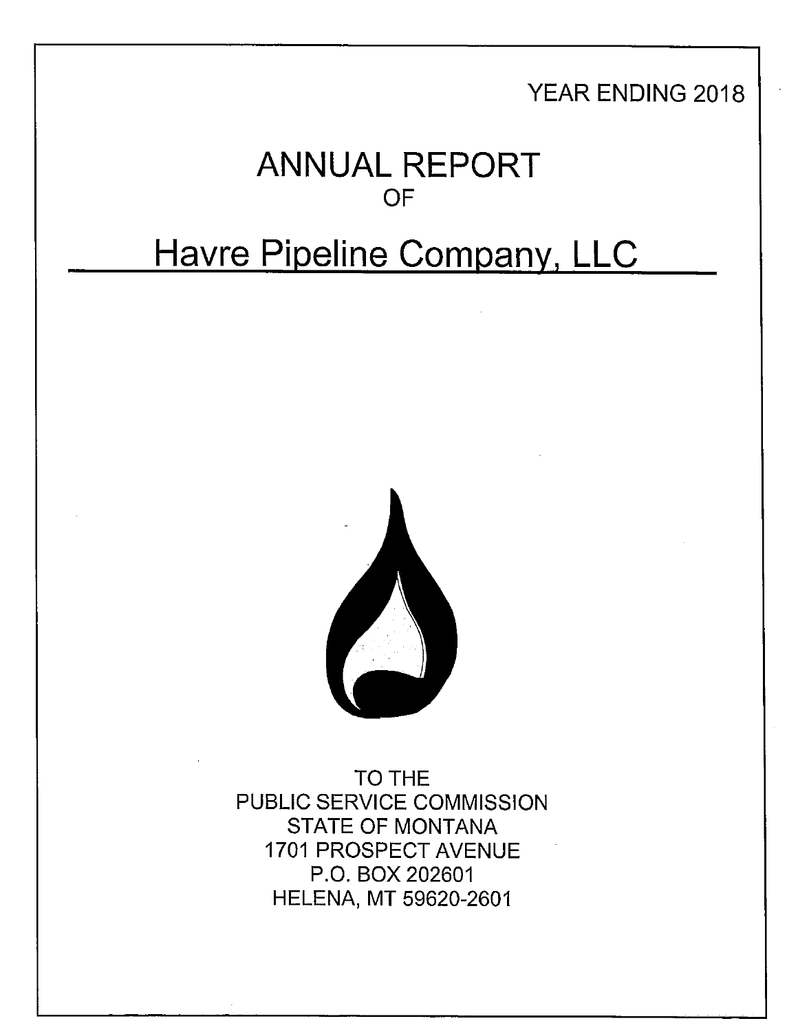YEAR ENDING 2018

# ANNUAL REPORT

OF

# Havre Pipeline Company, LLC

TO THE
PUBLIC SERVICE COMMISSION
STATE OF MONTANA
1701 PROSPECT AVENUE
P.O. BOX 202601
HELENA, MT 59620-2601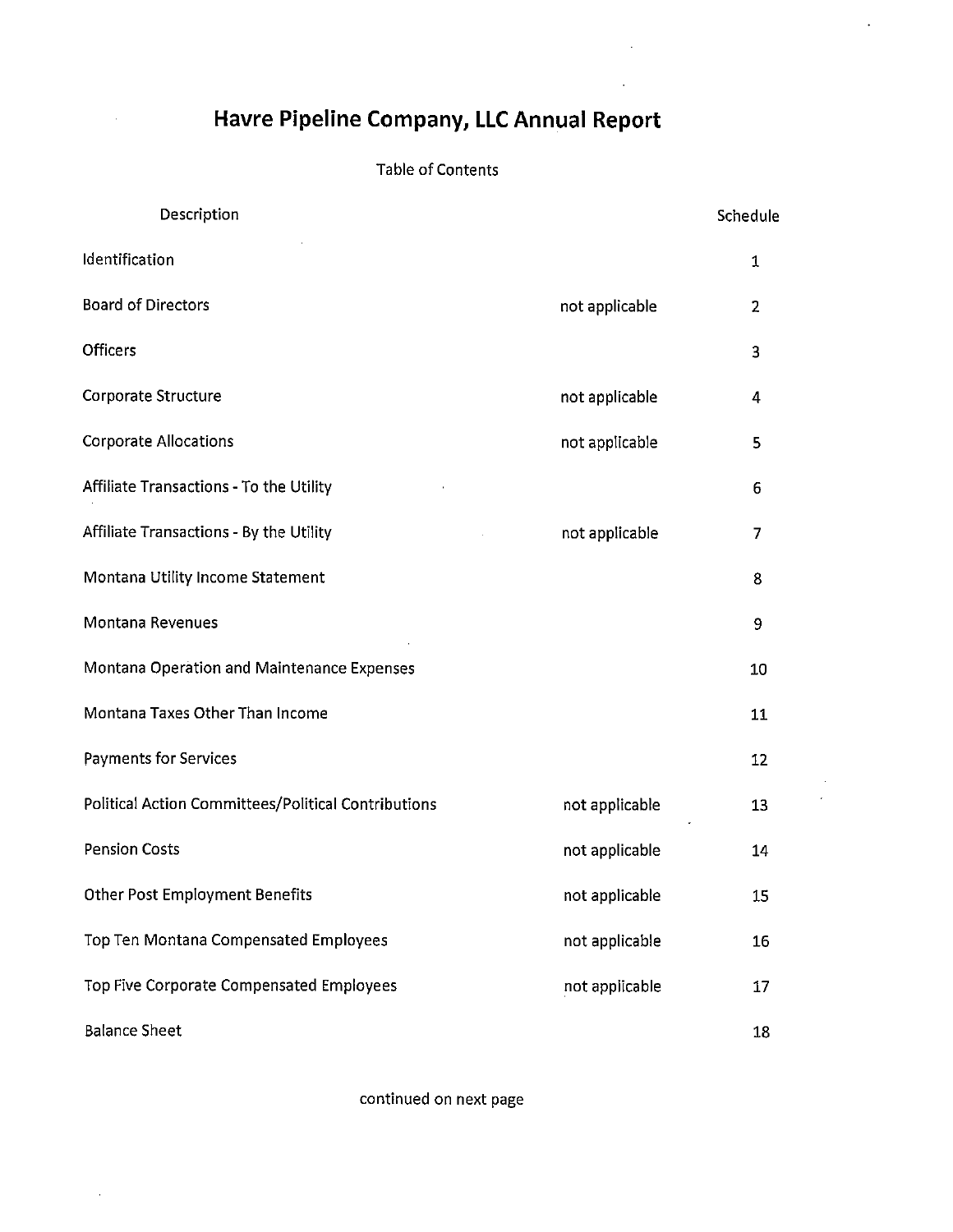# Havre Pipeline Company, LLC Annual Report

Table of Contents

| Description | | Schedule |
|---|---|---|
| Identification | | 1 |
| Board of Directors | not applicable | 2 |
| Officers | | 3 |
| Corporate Structure | not applicable | 4 |
| Corporate Allocations | not applicable | 5 |
| Affiliate Transactions - To the Utility | | 6 |
| Affiliate Transactions - By the Utility | not applicable | 7 |
| Montana Utility Income Statement | | 8 |
| Montana Revenues | | 9 |
| Montana Operation and Maintenance Expenses | | 10 |
| Montana Taxes Other Than Income | | 11 |
| Payments for Services | | 12 |
| Political Action Committees/Political Contributions | not applicable | 13 |
| Pension Costs | not applicable | 14 |
| Other Post Employment Benefits | not applicable | 15 |
| Top Ten Montana Compensated Employees | not applicable | 16 |
| Top Five Corporate Compensated Employees | not applicable | 17 |
| Balance Sheet | | 18 |

continued on next page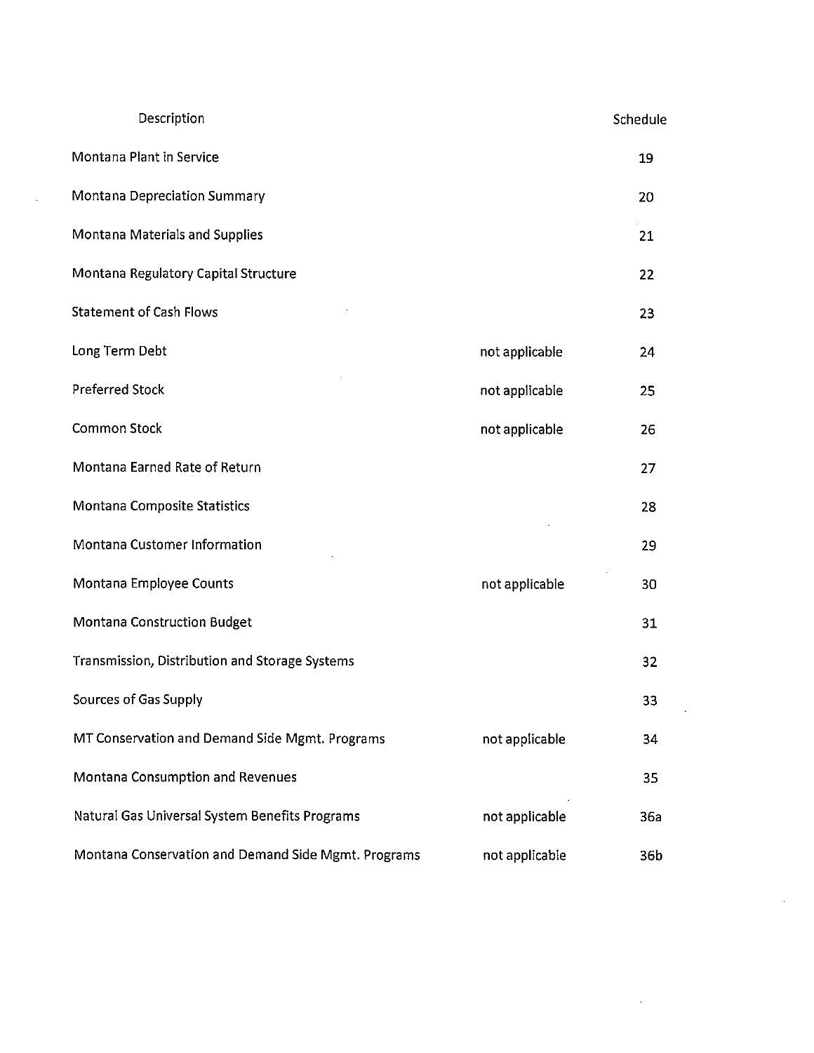| Description | | Schedule |
|---|---|---|
| Montana Plant in Service | | 19 |
| Montana Depreciation Summary | | 20 |
| Montana Materials and Supplies | | 21 |
| Montana Regulatory Capital Structure | | 22 |
| Statement of Cash Flows | | 23 |
| Long Term Debt | not applicable | 24 |
| Preferred Stock | not applicable | 25 |
| Common Stock | not applicable | 26 |
| Montana Earned Rate of Return | | 27 |
| Montana Composite Statistics | | 28 |
| Montana Customer Information | | 29 |
| Montana Employee Counts | not applicable | 30 |
| Montana Construction Budget | | 31 |
| Transmission, Distribution and Storage Systems | | 32 |
| Sources of Gas Supply | | 33 |
| MT Conservation and Demand Side Mgmt. Programs | not applicable | 34 |
| Montana Consumption and Revenues | | 35 |
| Natural Gas Universal System Benefits Programs | not applicable | 36a |
| Montana Conservation and Demand Side Mgmt. Programs | not applicable | 36b |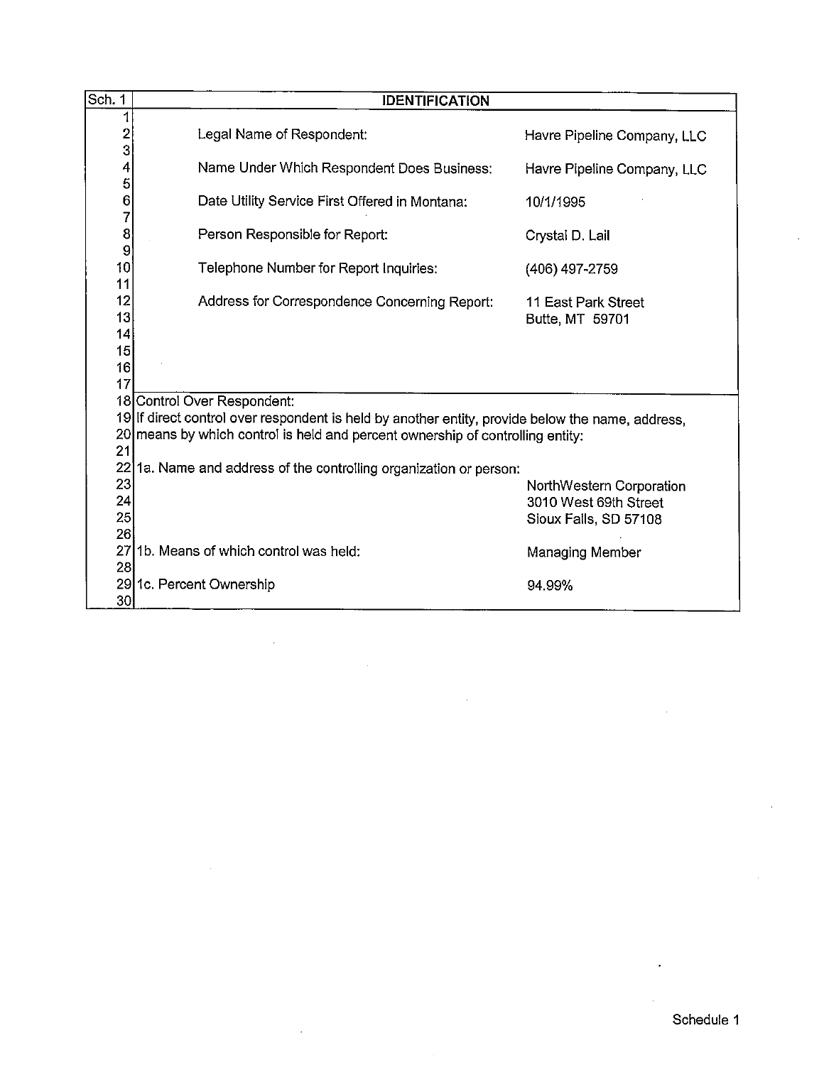| Sch. 1 | IDENTIFICATION | |
|---|---|---|
| 1 | | |
| 2 | Legal Name of Respondent: | Havre Pipeline Company, LLC |
| 3 | | |
| 4 | Name Under Which Respondent Does Business: | Havre Pipeline Company, LLC |
| 5 | | |
| 6 | Date Utility Service First Offered in Montana: | 10/1/1995 |
| 7 | | |
| 8 | Person Responsible for Report: | Crystal D. Lail |
| 9 | | |
| 10 | Telephone Number for Report Inquiries: | (406) 497-2759 |
| 11 | | |
| 12 | Address for Correspondence Concerning Report: | 11 East Park Street |
| 13 | | Butte, MT 59701 |
| 14 | | |
| 15 | | |
| 16 | | |
| 17 | | |
| 18 | Control Over Respondent: | |
| 19 | If direct control over respondent is held by another entity, provide below the name, address, | |
| 20 | means by which control is held and percent ownership of controlling entity: | |
| 21 | | |
| 22 | 1a. Name and address of the controlling organization or person: | |
| 23 | | NorthWestern Corporation |
| 24 | | 3010 West 69th Street |
| 25 | | Sioux Falls, SD 57108 |
| 26 | | |
| 27 | 1b. Means of which control was held: | Managing Member |
| 28 | | |
| 29 | 1c. Percent Ownership | 94.99% |
| 30 | | |

Schedule 1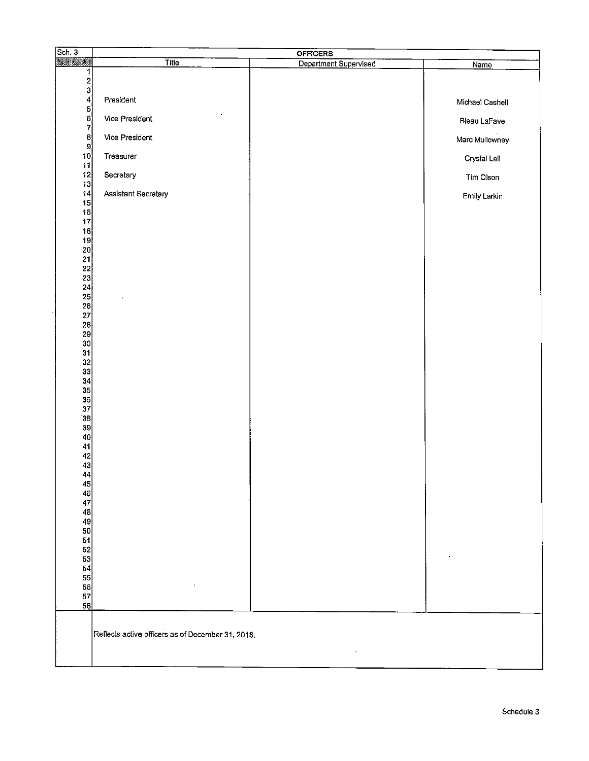## Sch. 3 — OFFICERS

| Line | Title | Department Supervised | Name |
|---|---|---|---|
| 4 | President | | Michael Cashell |
| 6 | Vice President | | Bleau LaFave |
| 8 | Vice President | | Marc Mullowney |
| 10 | Treasurer | | Crystal Lail |
| 12 | Secretary | | Tim Olson |
| 14 | Assistant Secretary | | Emily Larkin |

Reflects active officers as of December 31, 2018.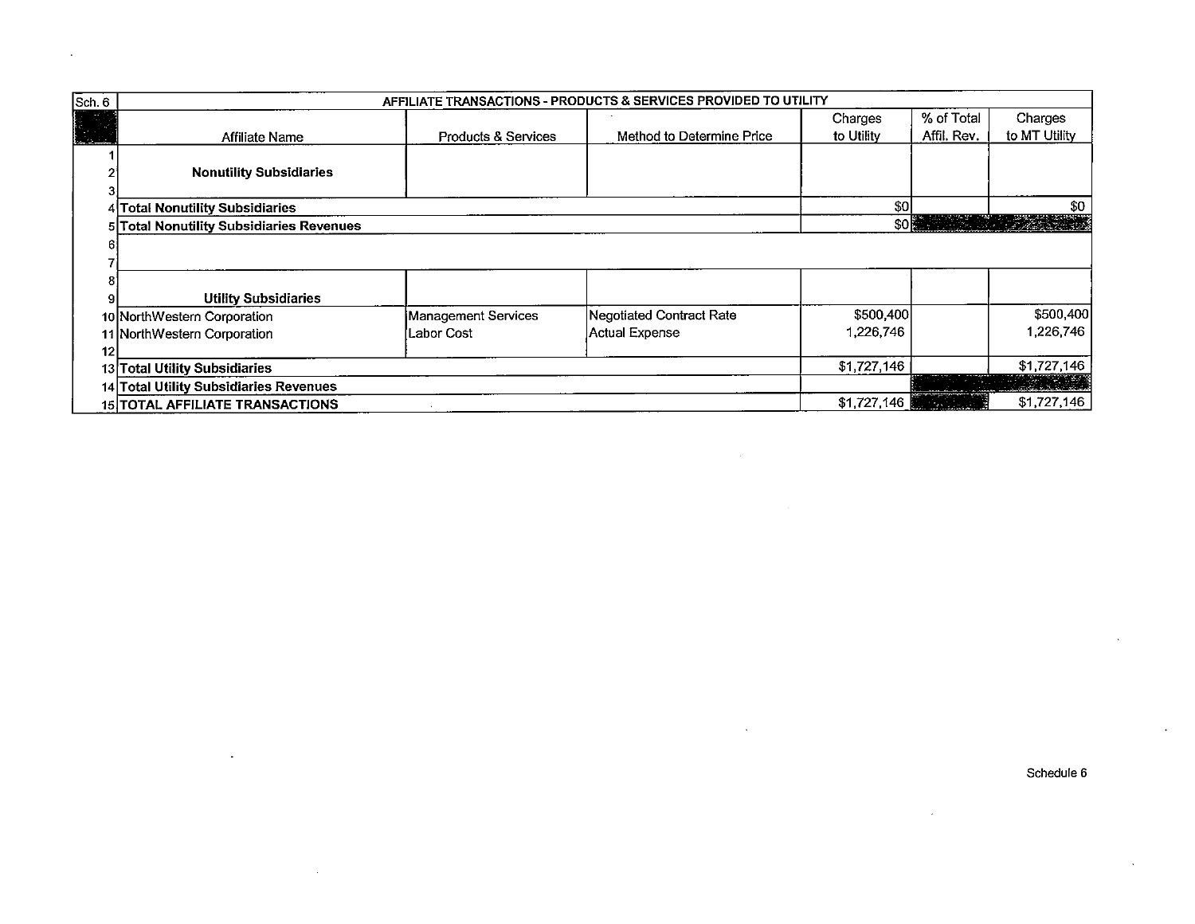| Sch. 6 | AFFILIATE TRANSACTIONS - PRODUCTS & SERVICES PROVIDED TO UTILITY | | | | | |
|---|---|---|---|---|---|---|
| | Affiliate Name | Products & Services | Method to Determine Price | Charges to Utility | % of Total Affil. Rev. | Charges to MT Utility |
| 1 | | | | | | |
| 2 | **Nonutility Subsidiaries** | | | | | |
| 3 | | | | | | |
| 4 | **Total Nonutility Subsidiaries** | | | $0 | | $0 |
| 5 | **Total Nonutility Subsidiaries Revenues** | | | $0 | | |
| 6 | | | | | | |
| 7 | | | | | | |
| 8 | | | | | | |
| 9 | **Utility Subsidiaries** | | | | | |
| 10 | NorthWestern Corporation | Management Services | Negotiated Contract Rate | $500,400 | | $500,400 |
| 11 | NorthWestern Corporation | Labor Cost | Actual Expense | 1,226,746 | | 1,226,746 |
| 12 | | | | | | |
| 13 | **Total Utility Subsidiaries** | | | $1,727,146 | | $1,727,146 |
| 14 | **Total Utility Subsidiaries Revenues** | | | | | |
| 15 | **TOTAL AFFILIATE TRANSACTIONS** | | | $1,727,146 | | $1,727,146 |

Schedule 6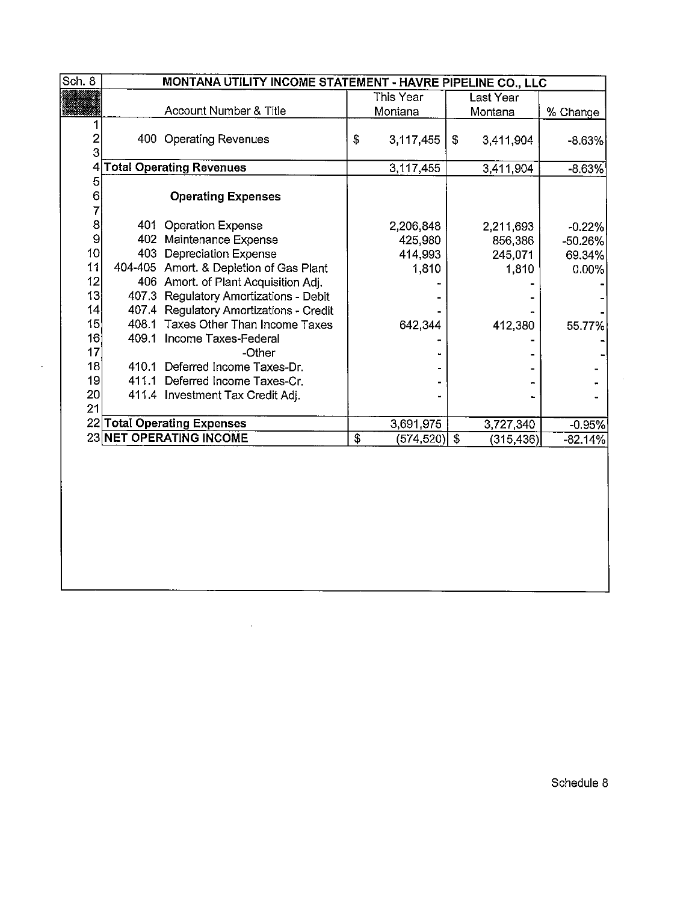| Sch. 8 | MONTANA UTILITY INCOME STATEMENT - HAVRE PIPELINE CO., LLC | | | |
|---|---|---|---|---|
| | Account Number & Title | This Year Montana | Last Year Montana | % Change |
| 1 | | | | |
| 2 | 400 Operating Revenues | $ 3,117,455 | $ 3,411,904 | -8.63% |
| 3 | | | | |
| 4 | **Total Operating Revenues** | 3,117,455 | 3,411,904 | -8.63% |
| 5 | | | | |
| 6 | **Operating Expenses** | | | |
| 7 | | | | |
| 8 | 401 Operation Expense | 2,206,848 | 2,211,693 | -0.22% |
| 9 | 402 Maintenance Expense | 425,980 | 856,386 | -50.26% |
| 10 | 403 Depreciation Expense | 414,993 | 245,071 | 69.34% |
| 11 | 404-405 Amort. & Depletion of Gas Plant | 1,810 | 1,810 | 0.00% |
| 12 | 406 Amort. of Plant Acquisition Adj. | - | - | - |
| 13 | 407.3 Regulatory Amortizations - Debit | - | - | - |
| 14 | 407.4 Regulatory Amortizations - Credit | - | - | - |
| 15 | 408.1 Taxes Other Than Income Taxes | 642,344 | 412,380 | 55.77% |
| 16 | 409.1 Income Taxes-Federal | - | - | - |
| 17 | -Other | - | - | - |
| 18 | 410.1 Deferred Income Taxes-Dr. | - | - | - |
| 19 | 411.1 Deferred Income Taxes-Cr. | - | - | - |
| 20 | 411.4 Investment Tax Credit Adj. | - | - | - |
| 21 | | | | |
| 22 | **Total Operating Expenses** | 3,691,975 | 3,727,340 | -0.95% |
| 23 | **NET OPERATING INCOME** | $ (574,520) | $ (315,436) | -82.14% |

Schedule 8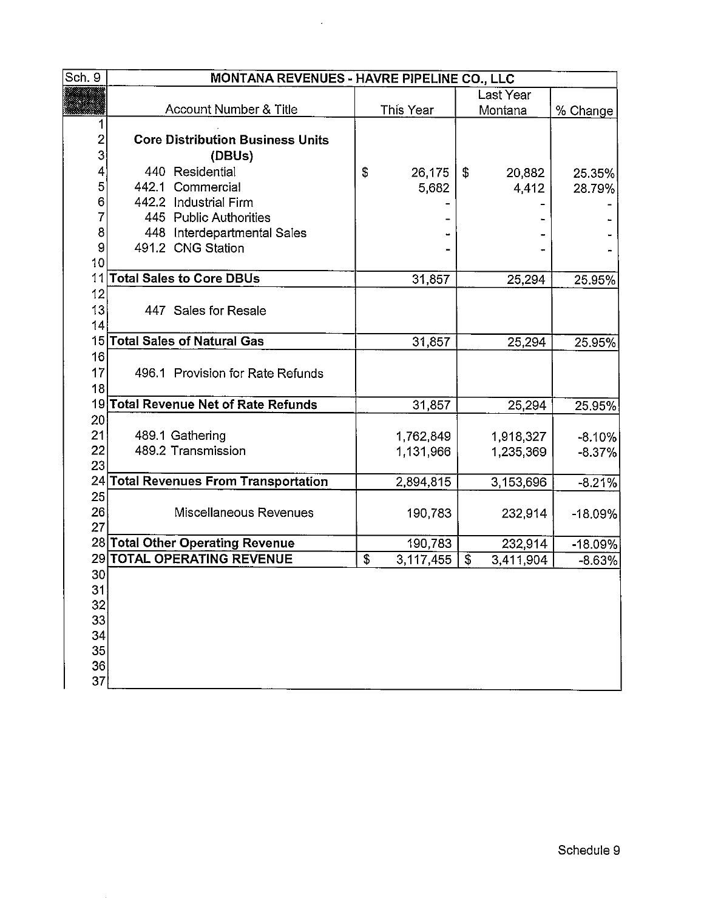| Sch. 9 | MONTANA REVENUES - HAVRE PIPELINE CO., LLC | | | |
|---|---|---|---|---|
| | Account Number & Title | This Year | Last Year Montana | % Change |
| 1 | | | | |
| 2 | **Core Distribution Business Units** | | | |
| 3 | **(DBUs)** | | | |
| 4 | 440 Residential | $ 26,175 | $ 20,882 | 25.35% |
| 5 | 442.1 Commercial | 5,682 | 4,412 | 28.79% |
| 6 | 442.2 Industrial Firm | - | - | - |
| 7 | 445 Public Authorities | - | - | - |
| 8 | 448 Interdepartmental Sales | - | - | - |
| 9 | 491.2 CNG Station | - | - | - |
| 10 | | | | |
| 11 | **Total Sales to Core DBUs** | 31,857 | 25,294 | 25.95% |
| 12 | | | | |
| 13 | 447 Sales for Resale | | | |
| 14 | | | | |
| 15 | **Total Sales of Natural Gas** | 31,857 | 25,294 | 25.95% |
| 16 | | | | |
| 17 | 496.1 Provision for Rate Refunds | | | |
| 18 | | | | |
| 19 | **Total Revenue Net of Rate Refunds** | 31,857 | 25,294 | 25.95% |
| 20 | | | | |
| 21 | 489.1 Gathering | 1,762,849 | 1,918,327 | -8.10% |
| 22 | 489.2 Transmission | 1,131,966 | 1,235,369 | -8.37% |
| 23 | | | | |
| 24 | **Total Revenues From Transportation** | 2,894,815 | 3,153,696 | -8.21% |
| 25 | | | | |
| 26 | Miscellaneous Revenues | 190,783 | 232,914 | -18.09% |
| 27 | | | | |
| 28 | **Total Other Operating Revenue** | 190,783 | 232,914 | -18.09% |
| 29 | **TOTAL OPERATING REVENUE** | $ 3,117,455 | $ 3,411,904 | -8.63% |
| 30 | | | | |
| 31 | | | | |
| 32 | | | | |
| 33 | | | | |
| 34 | | | | |
| 35 | | | | |
| 36 | | | | |
| 37 | | | | |

Schedule 9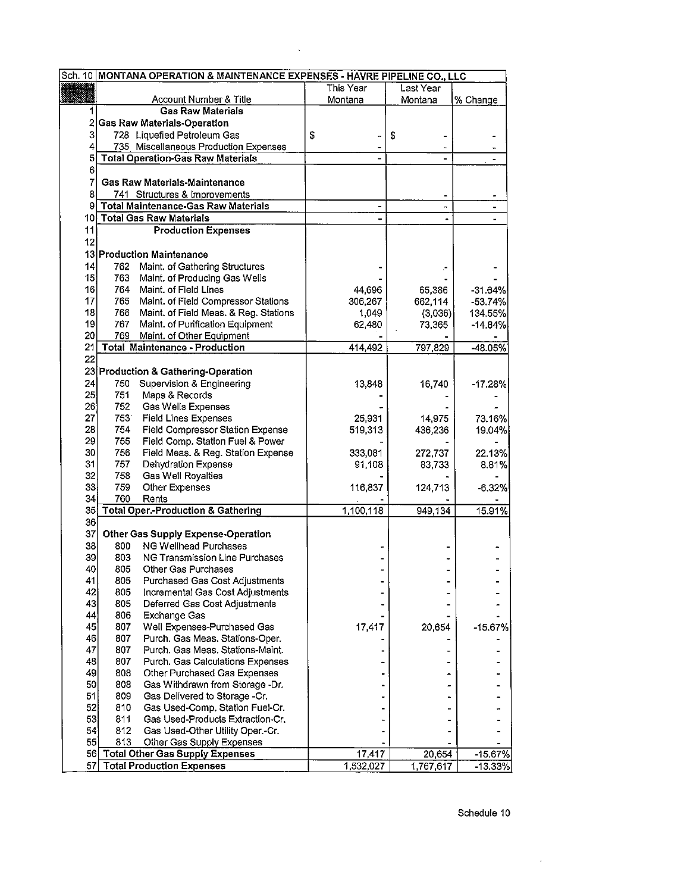| Sch. 10 | MONTANA OPERATION & MAINTENANCE EXPENSES - HAVRE PIPELINE CO., LLC | This Year Montana | Last Year Montana | % Change |
|---|---|---|---|---|
| | Account Number & Title | | | |
| 1 | **Gas Raw Materials** | | | |
| 2 | **Gas Raw Materials-Operation** | | | |
| 3 | 728 Liquefied Petroleum Gas | $ - | $ - | - |
| 4 | 735 Miscellaneous Production Expenses | - | - | - |
| 5 | **Total Operation-Gas Raw Materials** | - | - | - |
| 6 | | | | |
| 7 | **Gas Raw Materials-Maintenance** | | | |
| 8 | 741 Structures & Improvements | | - | - |
| 9 | **Total Maintenance-Gas Raw Materials** | - | - | - |
| 10 | **Total Gas Raw Materials** | - | - | - |
| 11 | **Production Expenses** | | | |
| 12 | | | | |
| 13 | **Production Maintenance** | | | |
| 14 | 762 Maint. of Gathering Structures | - | - | - |
| 15 | 763 Maint. of Producing Gas Wells | - | - | - |
| 16 | 764 Maint. of Field Lines | 44,696 | 65,386 | -31.64% |
| 17 | 765 Maint. of Field Compressor Stations | 306,267 | 662,114 | -53.74% |
| 18 | 766 Maint. of Field Meas. & Reg. Stations | 1,049 | (3,036) | 134.55% |
| 19 | 767 Maint. of Purification Equipment | 62,480 | 73,365 | -14.84% |
| 20 | 769 Maint. of Other Equipment | - | - | - |
| 21 | **Total Maintenance - Production** | 414,492 | 797,829 | -48.05% |
| 22 | | | | |
| 23 | **Production & Gathering-Operation** | | | |
| 24 | 750 Supervision & Engineering | 13,848 | 16,740 | -17.28% |
| 25 | 751 Maps & Records | - | - | - |
| 26 | 752 Gas Wells Expenses | - | - | - |
| 27 | 753 Field Lines Expenses | 25,931 | 14,975 | 73.16% |
| 28 | 754 Field Compressor Station Expense | 519,313 | 436,236 | 19.04% |
| 29 | 755 Field Comp. Station Fuel & Power | - | - | - |
| 30 | 756 Field Meas. & Reg. Station Expense | 333,081 | 272,737 | 22.13% |
| 31 | 757 Dehydration Expense | 91,108 | 83,733 | 8.81% |
| 32 | 758 Gas Well Royalties | - | - | - |
| 33 | 759 Other Expenses | 116,837 | 124,713 | -6.32% |
| 34 | 760 Rents | - | - | - |
| 35 | **Total Oper.-Production & Gathering** | 1,100,118 | 949,134 | 15.91% |
| 36 | | | | |
| 37 | **Other Gas Supply Expense-Operation** | | | |
| 38 | 800 NG Wellhead Purchases | - | - | - |
| 39 | 803 NG Transmission Line Purchases | - | - | - |
| 40 | 805 Other Gas Purchases | - | - | - |
| 41 | 805 Purchased Gas Cost Adjustments | - | - | - |
| 42 | 805 Incremental Gas Cost Adjustments | - | - | - |
| 43 | 805 Deferred Gas Cost Adjustments | - | - | - |
| 44 | 806 Exchange Gas | - | - | - |
| 45 | 807 Well Expenses-Purchased Gas | 17,417 | 20,654 | -15.67% |
| 46 | 807 Purch. Gas Meas. Stations-Oper. | - | - | - |
| 47 | 807 Purch. Gas Meas. Stations-Maint. | - | - | - |
| 48 | 807 Purch. Gas Calculations Expenses | - | - | - |
| 49 | 808 Other Purchased Gas Expenses | - | - | - |
| 50 | 808 Gas Withdrawn from Storage -Dr. | - | - | - |
| 51 | 809 Gas Delivered to Storage -Cr. | - | - | - |
| 52 | 810 Gas Used-Comp. Station Fuel-Cr. | - | - | - |
| 53 | 811 Gas Used-Products Extraction-Cr. | - | - | - |
| 54 | 812 Gas Used-Other Utility Oper.-Cr. | - | - | - |
| 55 | 813 Other Gas Supply Expenses | - | - | - |
| 56 | **Total Other Gas Supply Expenses** | 17,417 | 20,654 | -15.67% |
| 57 | **Total Production Expenses** | 1,532,027 | 1,767,617 | -13.33% |

Schedule 10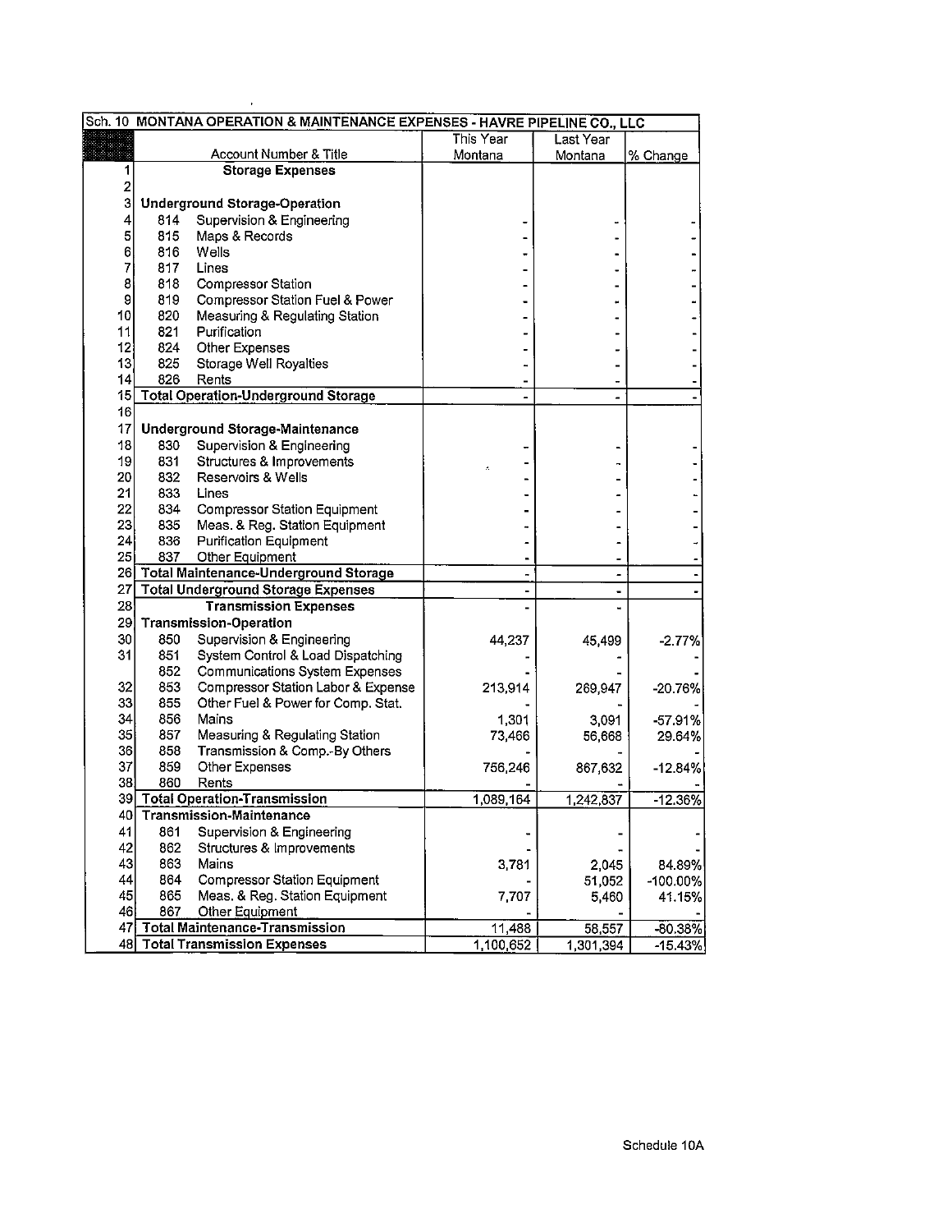| Sch. 10 | MONTANA OPERATION & MAINTENANCE EXPENSES - HAVRE PIPELINE CO., LLC | | | |
|---|---|---|---|---|
| | Account Number & Title | This Year Montana | Last Year Montana | % Change |
| 1 | **Storage Expenses** | | | |
| 2 | | | | |
| 3 | **Underground Storage-Operation** | | | |
| 4 | 814 Supervision & Engineering | - | - | - |
| 5 | 815 Maps & Records | - | - | - |
| 6 | 816 Wells | - | - | - |
| 7 | 817 Lines | - | - | - |
| 8 | 818 Compressor Station | - | - | - |
| 9 | 819 Compressor Station Fuel & Power | - | - | - |
| 10 | 820 Measuring & Regulating Station | - | - | - |
| 11 | 821 Purification | - | - | - |
| 12 | 824 Other Expenses | - | - | - |
| 13 | 825 Storage Well Royalties | - | - | - |
| 14 | 826 Rents | - | - | - |
| 15 | **Total Operation-Underground Storage** | - | - | - |
| 16 | | | | |
| 17 | **Underground Storage-Maintenance** | | | |
| 18 | 830 Supervision & Engineering | - | - | - |
| 19 | 831 Structures & Improvements | - | - | - |
| 20 | 832 Reservoirs & Wells | - | - | - |
| 21 | 833 Lines | - | - | - |
| 22 | 834 Compressor Station Equipment | - | - | - |
| 23 | 835 Meas. & Reg. Station Equipment | - | - | - |
| 24 | 836 Purification Equipment | - | - | - |
| 25 | 837 Other Equipment | - | - | - |
| 26 | **Total Maintenance-Underground Storage** | - | - | - |
| 27 | **Total Underground Storage Expenses** | - | - | - |
| 28 | **Transmission Expenses** | - | - | |
| 29 | **Transmission-Operation** | | | |
| 30 | 850 Supervision & Engineering | 44,237 | 45,499 | -2.77% |
| 31 | 851 System Control & Load Dispatching | - | - | - |
| | 852 Communications System Expenses | - | - | - |
| 32 | 853 Compressor Station Labor & Expense | 213,914 | 269,947 | -20.76% |
| 33 | 855 Other Fuel & Power for Comp. Stat. | - | - | - |
| 34 | 856 Mains | 1,301 | 3,091 | -57.91% |
| 35 | 857 Measuring & Regulating Station | 73,466 | 56,668 | 29.64% |
| 36 | 858 Transmission & Comp.-By Others | - | - | - |
| 37 | 859 Other Expenses | 756,246 | 867,632 | -12.84% |
| 38 | 860 Rents | - | - | - |
| 39 | **Total Operation-Transmission** | 1,089,164 | 1,242,837 | -12.36% |
| 40 | **Transmission-Maintenance** | | | |
| 41 | 861 Supervision & Engineering | - | - | - |
| 42 | 862 Structures & Improvements | - | - | - |
| 43 | 863 Mains | 3,781 | 2,045 | 84.89% |
| 44 | 864 Compressor Station Equipment | - | 51,052 | -100.00% |
| 45 | 865 Meas. & Reg. Station Equipment | 7,707 | 5,460 | 41.15% |
| 46 | 867 Other Equipment | - | - | - |
| 47 | **Total Maintenance-Transmission** | 11,488 | 58,557 | -80.38% |
| 48 | **Total Transmission Expenses** | 1,100,652 | 1,301,394 | -15.43% |

Schedule 10A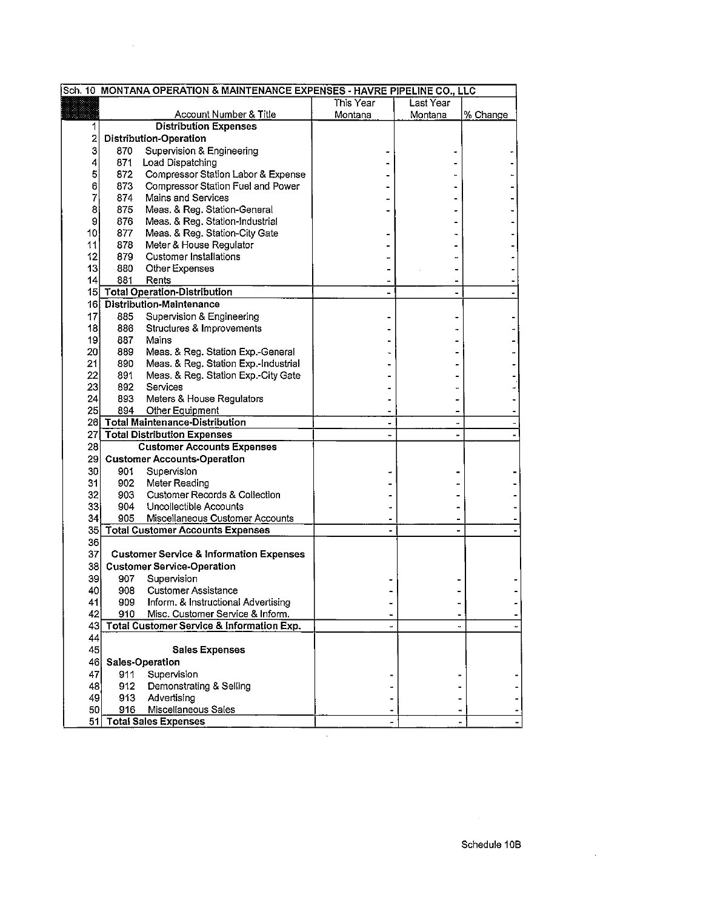| Sch. 10 | MONTANA OPERATION & MAINTENANCE EXPENSES - HAVRE PIPELINE CO., LLC | | | |
|---|---|---|---|---|
| | Account Number & Title | This Year Montana | Last Year Montana | % Change |
| 1 | **Distribution Expenses** | | | |
| 2 | **Distribution-Operation** | | | |
| 3 | 870 Supervision & Engineering | - | - | - |
| 4 | 871 Load Dispatching | - | - | - |
| 5 | 872 Compressor Station Labor & Expense | - | - | - |
| 6 | 873 Compressor Station Fuel and Power | - | - | - |
| 7 | 874 Mains and Services | - | - | - |
| 8 | 875 Meas. & Reg. Station-General | - | - | - |
| 9 | 876 Meas. & Reg. Station-Industrial | | - | - |
| 10 | 877 Meas. & Reg. Station-City Gate | - | - | - |
| 11 | 878 Meter & House Regulator | - | - | - |
| 12 | 879 Customer Installations | - | - | - |
| 13 | 880 Other Expenses | - | - | - |
| 14 | 881 Rents | - | - | - |
| 15 | **Total Operation-Distribution** | - | - | - |
| 16 | **Distribution-Maintenance** | | | |
| 17 | 885 Supervision & Engineering | - | - | - |
| 18 | 886 Structures & Improvements | - | - | - |
| 19 | 887 Mains | - | - | - |
| 20 | 889 Meas. & Reg. Station Exp.-General | - | - | - |
| 21 | 890 Meas. & Reg. Station Exp.-Industrial | - | - | - |
| 22 | 891 Meas. & Reg. Station Exp.-City Gate | - | - | - |
| 23 | 892 Services | - | - | - |
| 24 | 893 Meters & House Regulators | - | - | - |
| 25 | 894 Other Equipment | - | - | - |
| 26 | **Total Maintenance-Distribution** | - | - | - |
| 27 | **Total Distribution Expenses** | - | - | - |
| 28 | **Customer Accounts Expenses** | | | |
| 29 | **Customer Accounts-Operation** | | | |
| 30 | 901 Supervision | - | - | - |
| 31 | 902 Meter Reading | - | - | - |
| 32 | 903 Customer Records & Collection | - | - | - |
| 33 | 904 Uncollectible Accounts | - | - | - |
| 34 | 905 Miscellaneous Customer Accounts | - | - | - |
| 35 | **Total Customer Accounts Expenses** | - | - | - |
| 36 | | | | |
| 37 | **Customer Service & Information Expenses** | | | |
| 38 | **Customer Service-Operation** | | | |
| 39 | 907 Supervision | - | - | - |
| 40 | 908 Customer Assistance | - | - | - |
| 41 | 909 Inform. & Instructional Advertising | - | - | - |
| 42 | 910 Misc. Customer Service & Inform. | - | - | - |
| 43 | **Total Customer Service & Information Exp.** | - | - | - |
| 44 | | | | |
| 45 | **Sales Expenses** | | | |
| 46 | **Sales-Operation** | | | |
| 47 | 911 Supervision | - | - | - |
| 48 | 912 Demonstrating & Selling | - | - | - |
| 49 | 913 Advertising | - | - | - |
| 50 | 916 Miscellaneous Sales | - | - | - |
| 51 | **Total Sales Expenses** | - | - | - |

Schedule 10B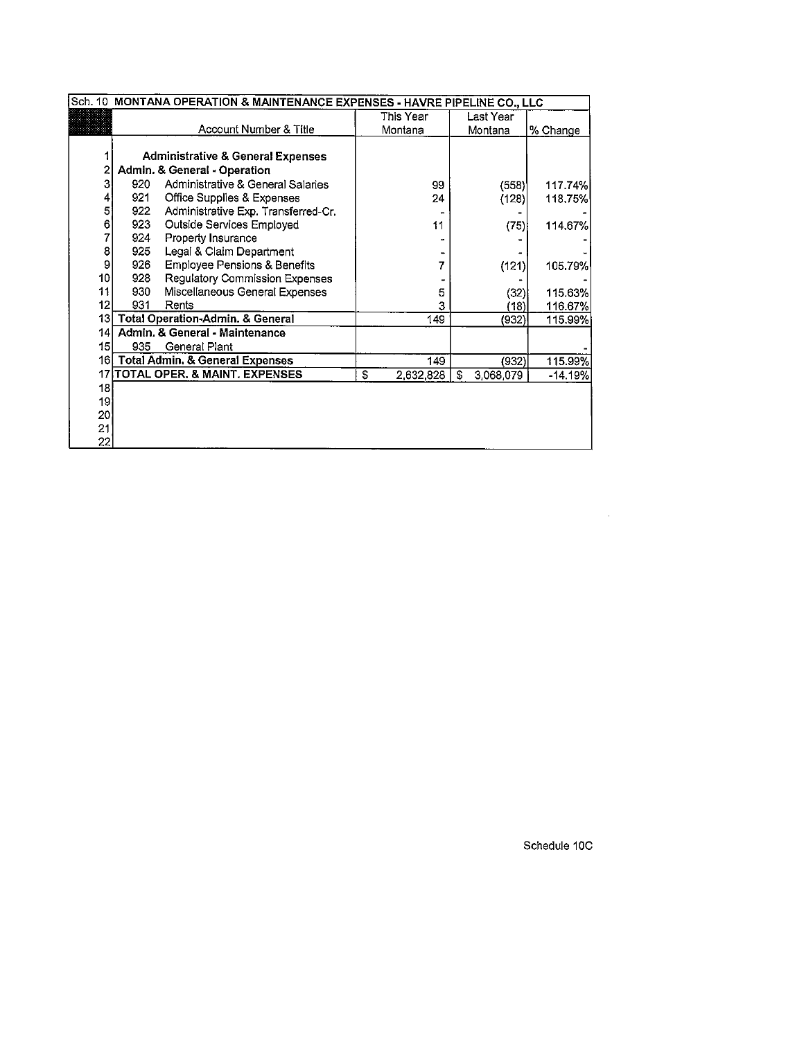| Sch. 10 | MONTANA OPERATION & MAINTENANCE EXPENSES - HAVRE PIPELINE CO., LLC | | | |
|---|---|---|---|---|
| | Account Number & Title | This Year Montana | Last Year Montana | % Change |
| 1 | **Administrative & General Expenses** | | | |
| 2 | **Admin. & General - Operation** | | | |
| 3 | 920 Administrative & General Salaries | 99 | (558) | 117.74% |
| 4 | 921 Office Supplies & Expenses | 24 | (128) | 118.75% |
| 5 | 922 Administrative Exp. Transferred-Cr. | - | - | - |
| 6 | 923 Outside Services Employed | 11 | (75) | 114.67% |
| 7 | 924 Property Insurance | - | - | - |
| 8 | 925 Legal & Claim Department | - | - | - |
| 9 | 926 Employee Pensions & Benefits | 7 | (121) | 105.79% |
| 10 | 928 Regulatory Commission Expenses | - | - | - |
| 11 | 930 Miscellaneous General Expenses | 5 | (32) | 115.63% |
| 12 | 931 Rents | 3 | (18) | 116.67% |
| 13 | **Total Operation-Admin. & General** | 149 | (932) | 115.99% |
| 14 | **Admin. & General - Maintenance** | | | |
| 15 | 935 General Plant | | | - |
| 16 | **Total Admin. & General Expenses** | 149 | (932) | 115.99% |
| 17 | **TOTAL OPER. & MAINT. EXPENSES** | $ 2,632,828 | $ 3,068,079 | -14.19% |
| 18 | | | | |
| 19 | | | | |
| 20 | | | | |
| 21 | | | | |
| 22 | | | | |

Schedule 10C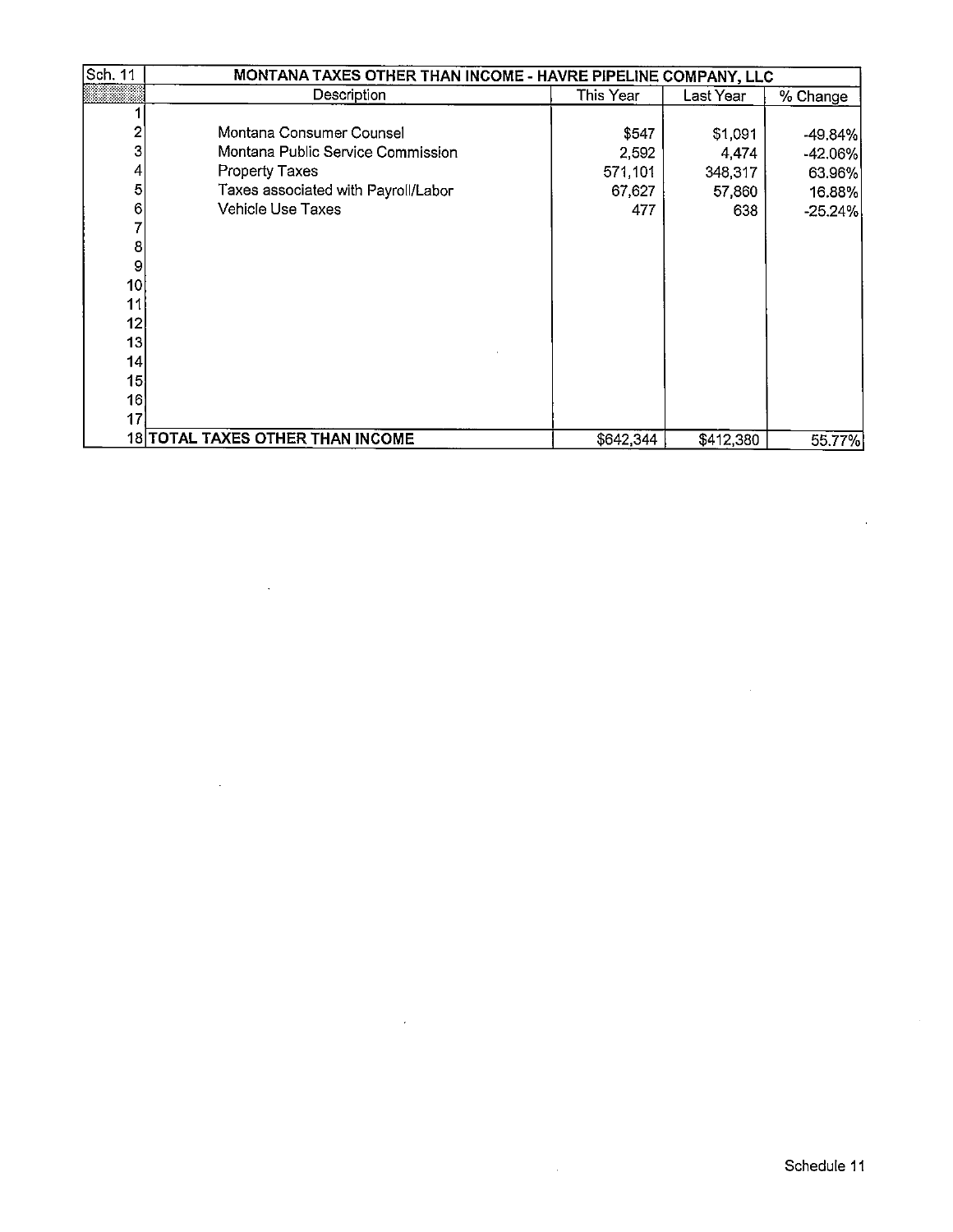| Sch. 11 | MONTANA TAXES OTHER THAN INCOME - HAVRE PIPELINE COMPANY, LLC | | | |
|---|---|---|---|---|
| | Description | This Year | Last Year | % Change |
| 1 | | | | |
| 2 | Montana Consumer Counsel | $547 | $1,091 | -49.84% |
| 3 | Montana Public Service Commission | 2,592 | 4,474 | -42.06% |
| 4 | Property Taxes | 571,101 | 348,317 | 63.96% |
| 5 | Taxes associated with Payroll/Labor | 67,627 | 57,860 | 16.88% |
| 6 | Vehicle Use Taxes | 477 | 638 | -25.24% |
| 7 | | | | |
| 8 | | | | |
| 9 | | | | |
| 10 | | | | |
| 11 | | | | |
| 12 | | | | |
| 13 | | | | |
| 14 | | | | |
| 15 | | | | |
| 16 | | | | |
| 17 | | | | |
| 18 | **TOTAL TAXES OTHER THAN INCOME** | $642,344 | $412,380 | 55.77% |

Schedule 11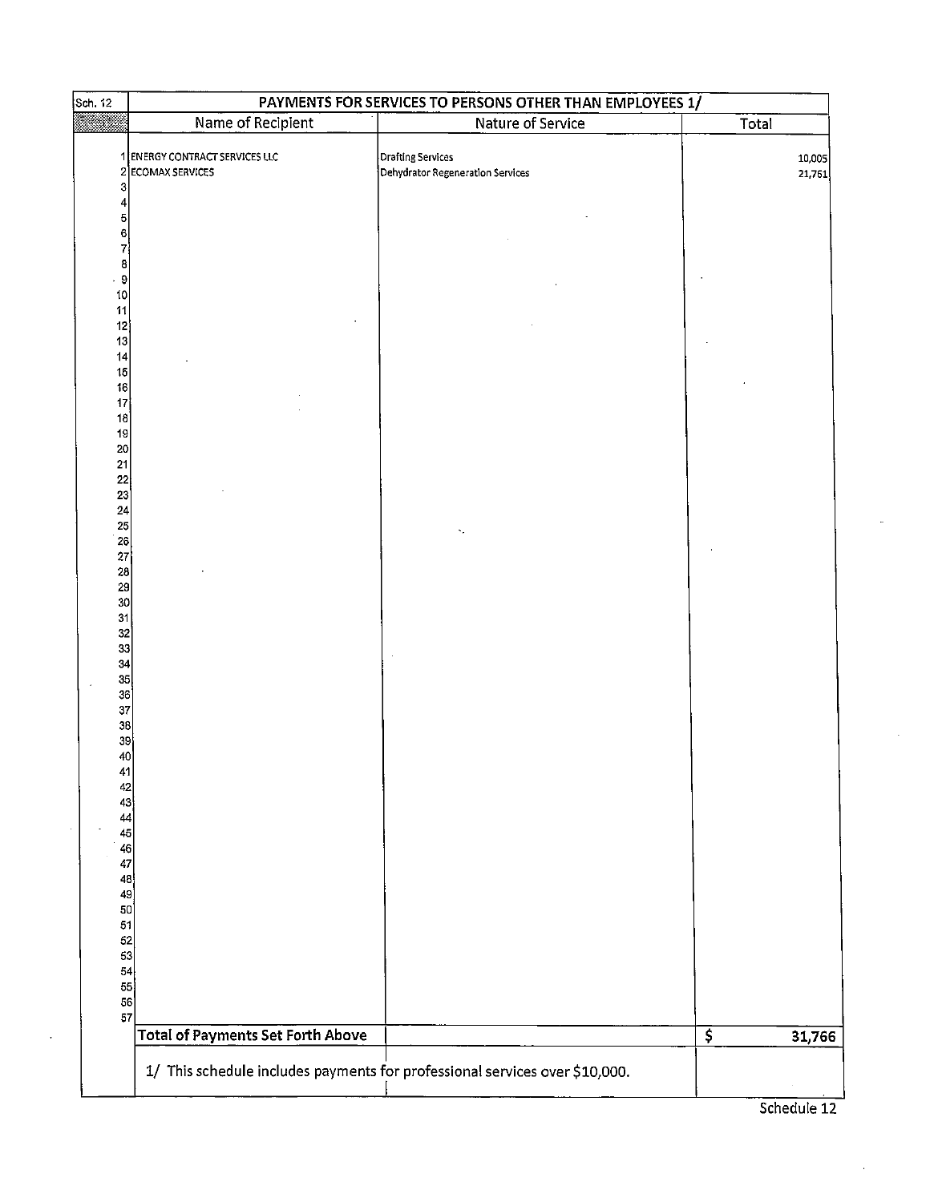| Sch. 12 | PAYMENTS FOR SERVICES TO PERSONS OTHER THAN EMPLOYEES 1/ | | |
|---|---|---|---|
| | Name of Recipient | Nature of Service | Total |
| 1 | ENERGY CONTRACT SERVICES LLC | Drafting Services | 10,005 |
| 2 | ECOMAX SERVICES | Dehydrator Regeneration Services | 21,761 |
| 3 | | | |
| 4 | | | |
| 5 | | | |
| 6 | | | |
| 7 | | | |
| 8 | | | |
| 9 | | | |
| 10 | | | |
| 11 | | | |
| 12 | | | |
| 13 | | | |
| 14 | | | |
| 15 | | | |
| 16 | | | |
| 17 | | | |
| 18 | | | |
| 19 | | | |
| 20 | | | |
| 21 | | | |
| 22 | | | |
| 23 | | | |
| 24 | | | |
| 25 | | | |
| 26 | | | |
| 27 | | | |
| 28 | | | |
| 29 | | | |
| 30 | | | |
| 31 | | | |
| 32 | | | |
| 33 | | | |
| 34 | | | |
| 35 | | | |
| 36 | | | |
| 37 | | | |
| 38 | | | |
| 39 | | | |
| 40 | | | |
| 41 | | | |
| 42 | | | |
| 43 | | | |
| 44 | | | |
| 45 | | | |
| 46 | | | |
| 47 | | | |
| 48 | | | |
| 49 | | | |
| 50 | | | |
| 51 | | | |
| 52 | | | |
| 53 | | | |
| 54 | | | |
| 55 | | | |
| 56 | | | |
| 57 | | | |
| | **Total of Payments Set Forth Above** | | **$ 31,766** |

1/ This schedule includes payments for professional services over $10,000.

Schedule 12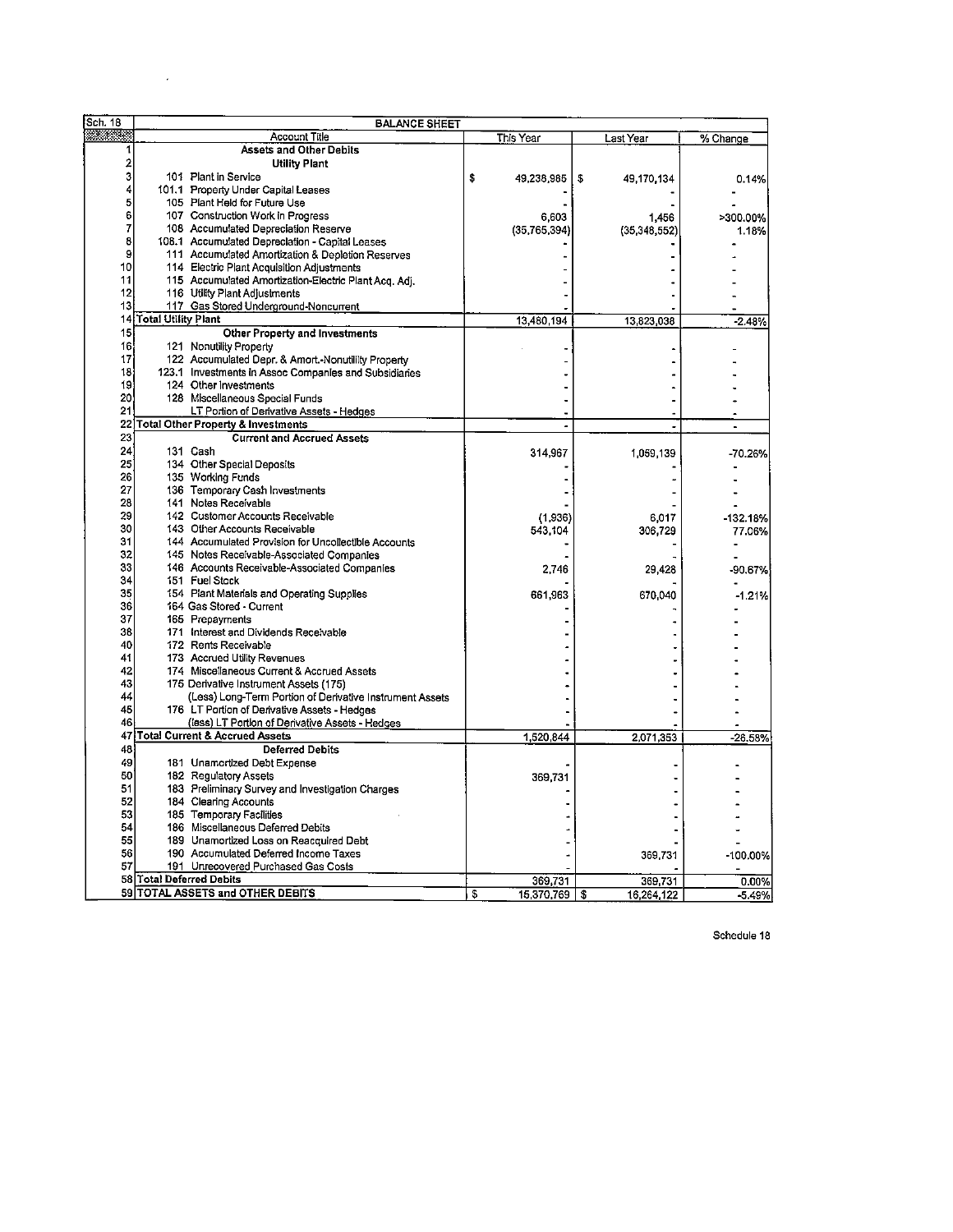| Sch. 18 | BALANCE SHEET | | | |
|---|---|---|---|---|
| | Account Title | This Year | Last Year | % Change |
| 1 | **Assets and Other Debits** | | | |
| 2 | **Utility Plant** | | | |
| 3 | 101 Plant in Service | $ 49,238,985 | $ 49,170,134 | 0.14% |
| 4 | 101.1 Property Under Capital Leases | - | - | - |
| 5 | 105 Plant Held for Future Use | - | - | - |
| 6 | 107 Construction Work in Progress | 6,603 | 1,456 | >300.00% |
| 7 | 108 Accumulated Depreciation Reserve | (35,765,394) | (35,348,552) | 1.18% |
| 8 | 108.1 Accumulated Depreciation - Capital Leases | - | - | - |
| 9 | 111 Accumulated Amortization & Depletion Reserves | - | - | - |
| 10 | 114 Electric Plant Acquisition Adjustments | - | - | - |
| 11 | 115 Accumulated Amortization-Electric Plant Acq. Adj. | - | - | - |
| 12 | 116 Utility Plant Adjustments | - | - | - |
| 13 | 117 Gas Stored Underground-Noncurrent | - | - | - |
| 14 | **Total Utility Plant** | 13,480,194 | 13,823,038 | -2.48% |
| 15 | **Other Property and Investments** | | | |
| 16 | 121 Nonutility Property | - | - | - |
| 17 | 122 Accumulated Depr. & Amort.-Nonutility Property | - | - | - |
| 18 | 123.1 Investments in Assoc Companies and Subsidiaries | - | - | - |
| 19 | 124 Other Investments | - | - | - |
| 20 | 128 Miscellaneous Special Funds | - | - | - |
| 21 | LT Portion of Derivative Assets - Hedges | - | - | - |
| 22 | **Total Other Property & Investments** | - | - | - |
| 23 | **Current and Accrued Assets** | | | |
| 24 | 131 Cash | 314,967 | 1,059,139 | -70.26% |
| 25 | 134 Other Special Deposits | - | - | - |
| 26 | 135 Working Funds | - | - | - |
| 27 | 136 Temporary Cash Investments | - | - | - |
| 28 | 141 Notes Receivable | - | - | - |
| 29 | 142 Customer Accounts Receivable | (1,936) | 6,017 | -132.18% |
| 30 | 143 Other Accounts Receivable | 543,104 | 306,729 | 77.06% |
| 31 | 144 Accumulated Provision for Uncollectible Accounts | - | - | - |
| 32 | 145 Notes Receivable-Associated Companies | - | - | - |
| 33 | 146 Accounts Receivable-Associated Companies | 2,746 | 29,428 | -90.67% |
| 34 | 151 Fuel Stock | - | - | - |
| 35 | 154 Plant Materials and Operating Supplies | 661,963 | 670,040 | -1.21% |
| 36 | 164 Gas Stored - Current | - | - | - |
| 37 | 165 Prepayments | - | - | - |
| 38 | 171 Interest and Dividends Receivable | - | - | - |
| 40 | 172 Rents Receivable | - | - | - |
| 41 | 173 Accrued Utility Revenues | - | - | - |
| 42 | 174 Miscellaneous Current & Accrued Assets | - | - | - |
| 43 | 175 Derivative Instrument Assets (175) | - | - | - |
| 44 | (Less) Long-Term Portion of Derivative Instrument Assets | - | - | - |
| 45 | 176 LT Portion of Derivative Assets - Hedges | - | - | - |
| 46 | (less) LT Portion of Derivative Assets - Hedges | - | - | - |
| 47 | **Total Current & Accrued Assets** | 1,520,844 | 2,071,353 | -26.58% |
| 48 | **Deferred Debits** | | | |
| 49 | 181 Unamortized Debt Expense | - | - | - |
| 50 | 182 Regulatory Assets | 369,731 | - | - |
| 51 | 183 Preliminary Survey and Investigation Charges | - | - | - |
| 52 | 184 Clearing Accounts | - | - | - |
| 53 | 185 Temporary Facilities | - | - | - |
| 54 | 186 Miscellaneous Deferred Debits | - | - | - |
| 55 | 189 Unamortized Loss on Reacquired Debt | - | - | - |
| 56 | 190 Accumulated Deferred Income Taxes | - | 369,731 | -100.00% |
| 57 | 191 Unrecovered Purchased Gas Costs | - | - | - |
| 58 | **Total Deferred Debits** | 369,731 | 369,731 | 0.00% |
| 59 | **TOTAL ASSETS and OTHER DEBITS** | $ 15,370,769 | $ 16,264,122 | -5.49% |

Schedule 18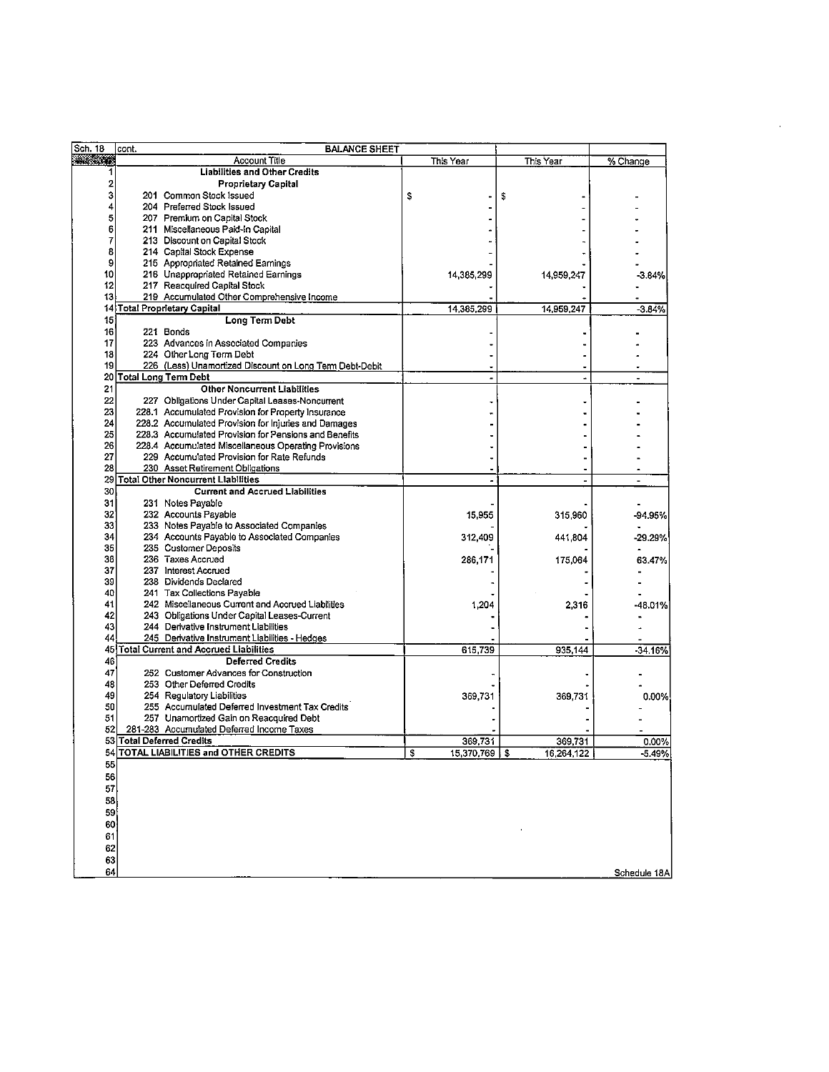| Sch. 18 | cont. BALANCE SHEET | | | |
|---|---|---|---|---|
| | Account Title | This Year | This Year | % Change |
| 1 | **Liabilities and Other Credits** | | | |
| 2 | **Proprietary Capital** | | | |
| 3 | 201 Common Stock Issued | $ - | $ - | - |
| 4 | 204 Preferred Stock Issued | - | - | - |
| 5 | 207 Premium on Capital Stock | - | - | - |
| 6 | 211 Miscellaneous Paid-In Capital | - | - | - |
| 7 | 213 Discount on Capital Stock | - | - | - |
| 8 | 214 Capital Stock Expense | - | - | - |
| 9 | 215 Appropriated Retained Earnings | - | - | - |
| 10 | 216 Unappropriated Retained Earnings | 14,385,299 | 14,959,247 | -3.84% |
| 12 | 217 Reacquired Capital Stock | - | - | - |
| 13 | 219 Accumulated Other Comprehensive Income | - | - | - |
| 14 | **Total Proprietary Capital** | 14,385,299 | 14,959,247 | -3.84% |
| 15 | **Long Term Debt** | | | |
| 16 | 221 Bonds | - | - | - |
| 17 | 223 Advances in Associated Companies | - | - | - |
| 18 | 224 Other Long Term Debt | - | - | - |
| 19 | 226 (Less) Unamortized Discount on Long Term Debt-Debit | - | - | - |
| 20 | **Total Long Term Debt** | - | - | - |
| 21 | **Other Noncurrent Liabilities** | | | |
| 22 | 227 Obligations Under Capital Leases-Noncurrent | - | - | - |
| 23 | 228.1 Accumulated Provision for Property Insurance | - | - | - |
| 24 | 228.2 Accumulated Provision for Injuries and Damages | - | - | - |
| 25 | 228.3 Accumulated Provision for Pensions and Benefits | - | - | - |
| 26 | 228.4 Accumulated Miscellaneous Operating Provisions | - | - | - |
| 27 | 229 Accumulated Provision for Rate Refunds | - | - | - |
| 28 | 230 Asset Retirement Obligations | - | - | - |
| 29 | **Total Other Noncurrent Liabilities** | - | - | - |
| 30 | **Current and Accrued Liabilities** | | | |
| 31 | 231 Notes Payable | - | - | - |
| 32 | 232 Accounts Payable | 15,955 | 315,960 | -94.95% |
| 33 | 233 Notes Payable to Associated Companies | - | - | - |
| 34 | 234 Accounts Payable to Associated Companies | 312,409 | 441,804 | -29.29% |
| 35 | 235 Customer Deposits | - | - | - |
| 36 | 236 Taxes Accrued | 286,171 | 175,064 | 63.47% |
| 37 | 237 Interest Accrued | - | - | - |
| 39 | 238 Dividends Declared | - | - | - |
| 40 | 241 Tax Collections Payable | - | - | - |
| 41 | 242 Miscellaneous Current and Accrued Liabilities | 1,204 | 2,316 | -48.01% |
| 42 | 243 Obligations Under Capital Leases-Current | - | - | - |
| 43 | 244 Derivative Instrument Liabilities | - | - | - |
| 44 | 245 Derivative Instrument Liabilities - Hedges | - | - | - |
| 45 | **Total Current and Accrued Liabilities** | 615,739 | 935,144 | -34.16% |
| 46 | **Deferred Credits** | | | |
| 47 | 252 Customer Advances for Construction | - | - | - |
| 48 | 253 Other Deferred Credits | - | - | - |
| 49 | 254 Regulatory Liabilities | 369,731 | 369,731 | 0.00% |
| 50 | 255 Accumulated Deferred Investment Tax Credits | - | - | - |
| 51 | 257 Unamortized Gain on Reacquired Debt | - | - | - |
| 52 | 281-283 Accumulated Deferred Income Taxes | - | - | - |
| 53 | **Total Deferred Credits** | 369,731 | 369,731 | 0.00% |
| 54 | **TOTAL LIABILITIES and OTHER CREDITS** | $ 15,370,769 | $ 16,264,122 | -5.49% |
| 55 | | | | |
| 56 | | | | |
| 57 | | | | |
| 58 | | | | |
| 59 | | | | |
| 60 | | | | |
| 61 | | | | |
| 62 | | | | |
| 63 | | | | |
| 64 | | | | Schedule 18A |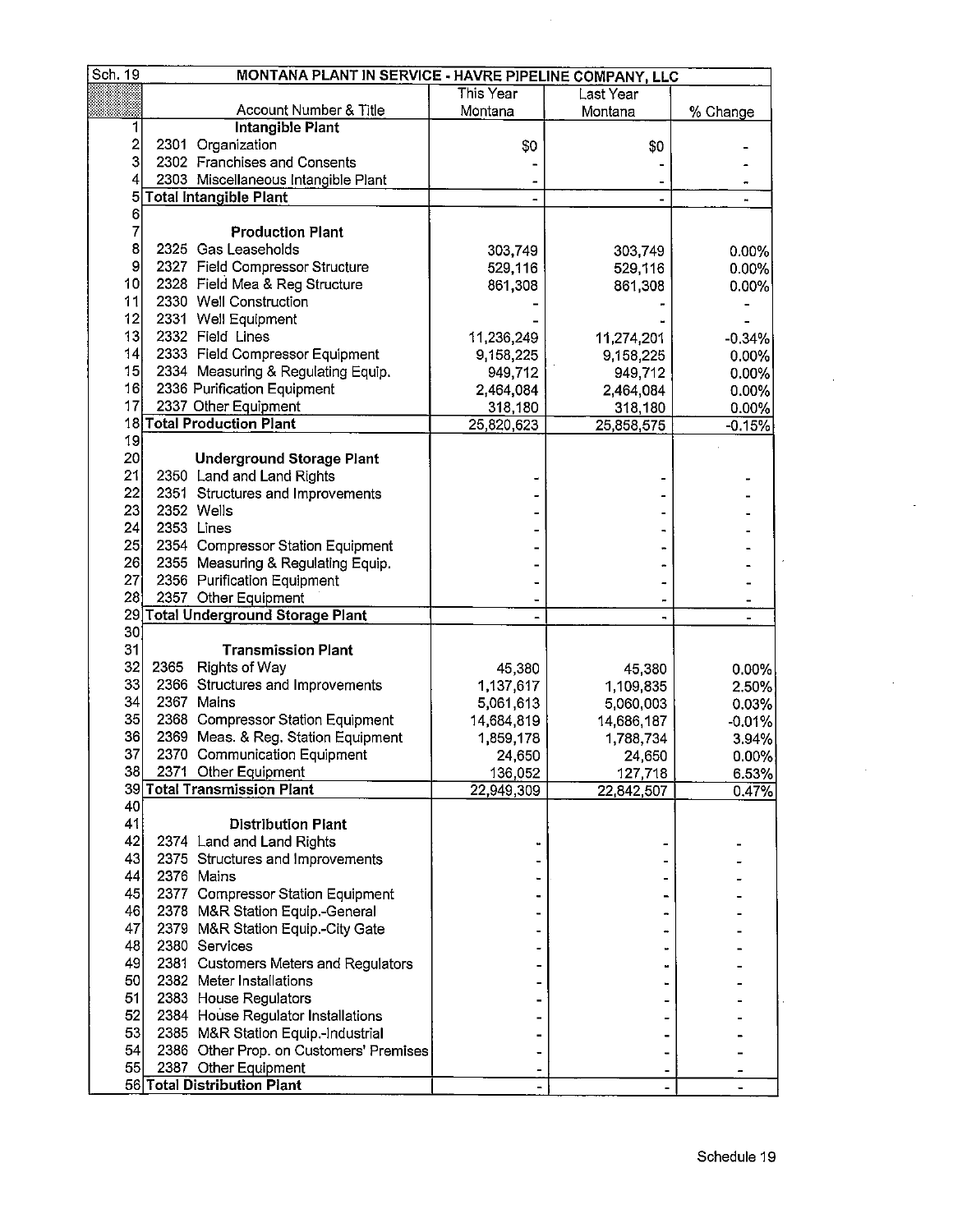| Sch. 19 | MONTANA PLANT IN SERVICE - HAVRE PIPELINE COMPANY, LLC | | | |
|---|---|---|---|---|
| | Account Number & Title | This Year Montana | Last Year Montana | % Change |
| 1 | **Intangible Plant** | | | |
| 2 | 2301 Organization | $0 | $0 | - |
| 3 | 2302 Franchises and Consents | - | - | - |
| 4 | 2303 Miscellaneous Intangible Plant | - | - | - |
| 5 | **Total Intangible Plant** | - | - | - |
| 6 | | | | |
| 7 | **Production Plant** | | | |
| 8 | 2325 Gas Leaseholds | 303,749 | 303,749 | 0.00% |
| 9 | 2327 Field Compressor Structure | 529,116 | 529,116 | 0.00% |
| 10 | 2328 Field Mea & Reg Structure | 861,308 | 861,308 | 0.00% |
| 11 | 2330 Well Construction | - | - | - |
| 12 | 2331 Well Equipment | - | - | - |
| 13 | 2332 Field Lines | 11,236,249 | 11,274,201 | -0.34% |
| 14 | 2333 Field Compressor Equipment | 9,158,225 | 9,158,225 | 0.00% |
| 15 | 2334 Measuring & Regulating Equip. | 949,712 | 949,712 | 0.00% |
| 16 | 2336 Purification Equipment | 2,464,084 | 2,464,084 | 0.00% |
| 17 | 2337 Other Equipment | 318,180 | 318,180 | 0.00% |
| 18 | **Total Production Plant** | 25,820,623 | 25,858,575 | -0.15% |
| 19 | | | | |
| 20 | **Underground Storage Plant** | | | |
| 21 | 2350 Land and Land Rights | - | - | - |
| 22 | 2351 Structures and Improvements | - | - | - |
| 23 | 2352 Wells | - | - | - |
| 24 | 2353 Lines | - | - | - |
| 25 | 2354 Compressor Station Equipment | - | - | - |
| 26 | 2355 Measuring & Regulating Equip. | - | - | - |
| 27 | 2356 Purification Equipment | - | - | - |
| 28 | 2357 Other Equipment | - | - | - |
| 29 | **Total Underground Storage Plant** | - | - | - |
| 30 | | | | |
| 31 | **Transmission Plant** | | | |
| 32 | 2365 Rights of Way | 45,380 | 45,380 | 0.00% |
| 33 | 2366 Structures and Improvements | 1,137,617 | 1,109,835 | 2.50% |
| 34 | 2367 Mains | 5,061,613 | 5,060,003 | 0.03% |
| 35 | 2368 Compressor Station Equipment | 14,684,819 | 14,686,187 | -0.01% |
| 36 | 2369 Meas. & Reg. Station Equipment | 1,859,178 | 1,788,734 | 3.94% |
| 37 | 2370 Communication Equipment | 24,650 | 24,650 | 0.00% |
| 38 | 2371 Other Equipment | 136,052 | 127,718 | 6.53% |
| 39 | **Total Transmission Plant** | 22,949,309 | 22,842,507 | 0.47% |
| 40 | | | | |
| 41 | **Distribution Plant** | | | |
| 42 | 2374 Land and Land Rights | - | - | - |
| 43 | 2375 Structures and Improvements | - | - | - |
| 44 | 2376 Mains | - | - | - |
| 45 | 2377 Compressor Station Equipment | - | - | - |
| 46 | 2378 M&R Station Equip.-General | - | - | - |
| 47 | 2379 M&R Station Equip.-City Gate | - | - | - |
| 48 | 2380 Services | - | - | - |
| 49 | 2381 Customers Meters and Regulators | - | - | - |
| 50 | 2382 Meter Installations | - | - | - |
| 51 | 2383 House Regulators | - | - | - |
| 52 | 2384 House Regulator Installations | - | - | - |
| 53 | 2385 M&R Station Equip.-Industrial | - | - | - |
| 54 | 2386 Other Prop. on Customers' Premises | - | - | - |
| 55 | 2387 Other Equipment | - | - | - |
| 56 | **Total Distribution Plant** | - | - | - |

Schedule 19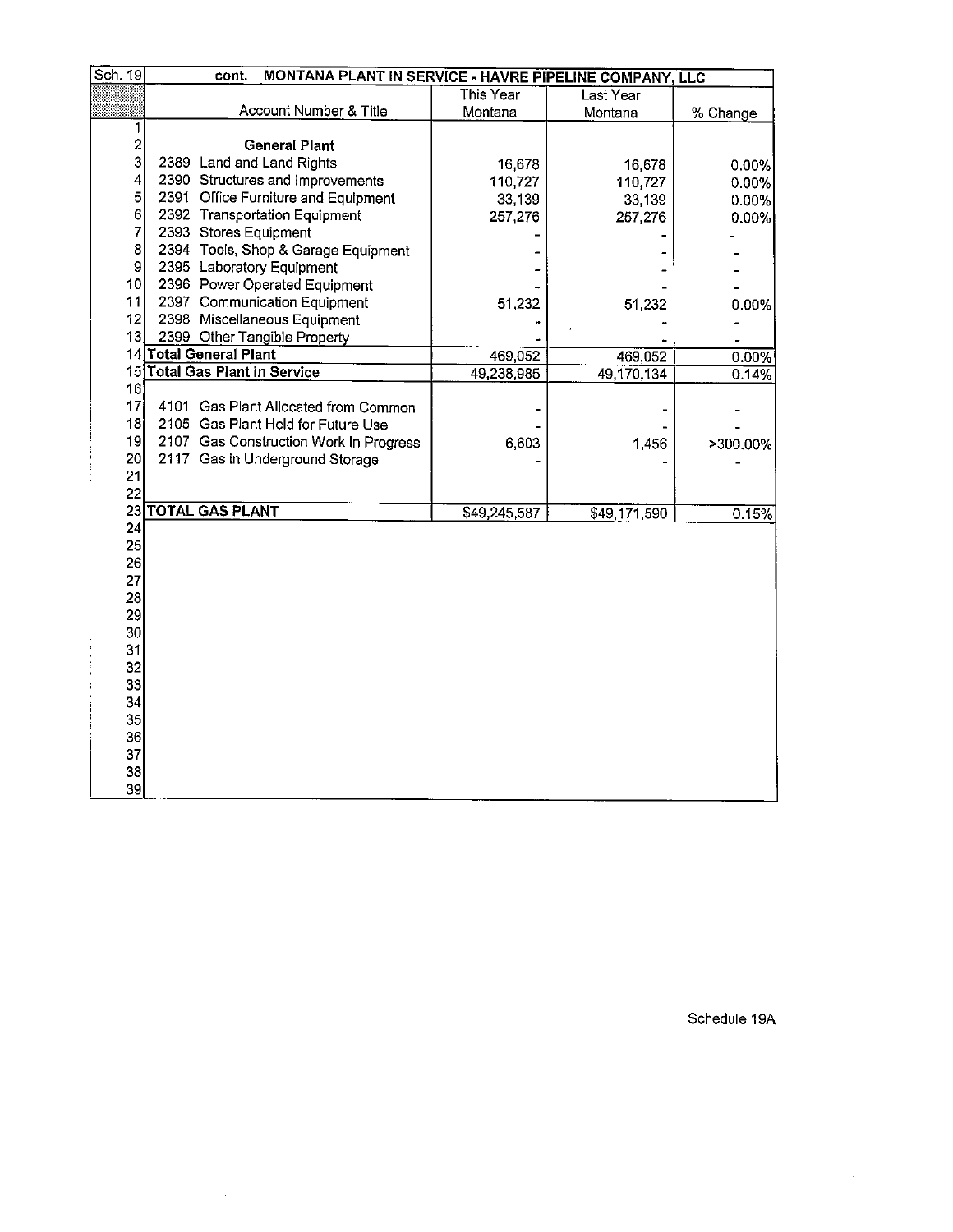| Sch. 19 | cont. MONTANA PLANT IN SERVICE - HAVRE PIPELINE COMPANY, LLC | | | |
|---|---|---|---|---|
| | Account Number & Title | This Year Montana | Last Year Montana | % Change |
| 1 | | | | |
| 2 | **General Plant** | | | |
| 3 | 2389 Land and Land Rights | 16,678 | 16,678 | 0.00% |
| 4 | 2390 Structures and Improvements | 110,727 | 110,727 | 0.00% |
| 5 | 2391 Office Furniture and Equipment | 33,139 | 33,139 | 0.00% |
| 6 | 2392 Transportation Equipment | 257,276 | 257,276 | 0.00% |
| 7 | 2393 Stores Equipment | - | - | - |
| 8 | 2394 Tools, Shop & Garage Equipment | - | - | - |
| 9 | 2395 Laboratory Equipment | - | - | - |
| 10 | 2396 Power Operated Equipment | - | - | - |
| 11 | 2397 Communication Equipment | 51,232 | 51,232 | 0.00% |
| 12 | 2398 Miscellaneous Equipment | - | - | - |
| 13 | 2399 Other Tangible Property | - | - | - |
| 14 | **Total General Plant** | 469,052 | 469,052 | 0.00% |
| 15 | **Total Gas Plant in Service** | 49,238,985 | 49,170,134 | 0.14% |
| 16 | | | | |
| 17 | 4101 Gas Plant Allocated from Common | - | - | - |
| 18 | 2105 Gas Plant Held for Future Use | - | - | - |
| 19 | 2107 Gas Construction Work in Progress | 6,603 | 1,456 | >300.00% |
| 20 | 2117 Gas in Underground Storage | - | - | - |
| 21 | | | | |
| 22 | | | | |
| 23 | **TOTAL GAS PLANT** | $49,245,587 | $49,171,590 | 0.15% |
| 24 | | | | |
| 25 | | | | |
| 26 | | | | |
| 27 | | | | |
| 28 | | | | |
| 29 | | | | |
| 30 | | | | |
| 31 | | | | |
| 32 | | | | |
| 33 | | | | |
| 34 | | | | |
| 35 | | | | |
| 36 | | | | |
| 37 | | | | |
| 38 | | | | |
| 39 | | | | |

Schedule 19A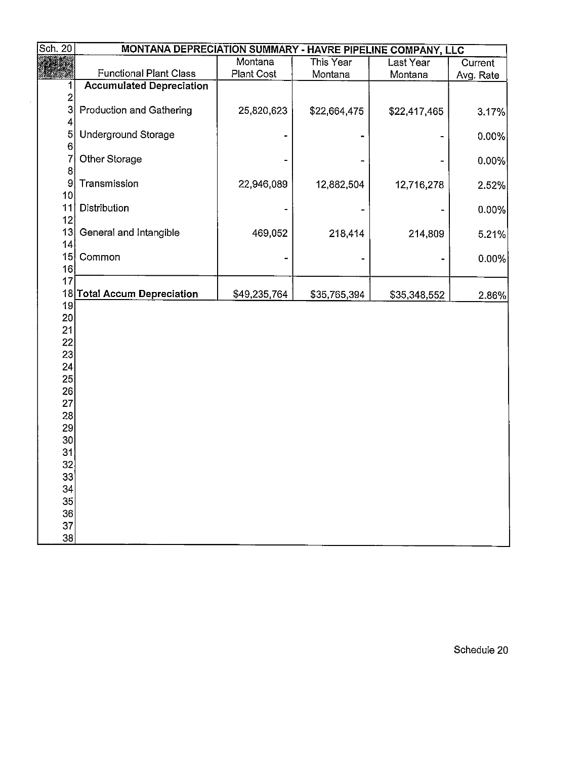| Sch. 20 | MONTANA DEPRECIATION SUMMARY - HAVRE PIPELINE COMPANY, LLC | | | | |
|---|---|---|---|---|---|
| | Functional Plant Class | Montana Plant Cost | This Year Montana | Last Year Montana | Current Avg. Rate |
| 1 | **Accumulated Depreciation** | | | | |
| 2 | | | | | |
| 3 | Production and Gathering | 25,820,623 | $22,664,475 | $22,417,465 | 3.17% |
| 4 | | | | | |
| 5 | Underground Storage | - | - | - | 0.00% |
| 6 | | | | | |
| 7 | Other Storage | - | - | - | 0.00% |
| 8 | | | | | |
| 9 | Transmission | 22,946,089 | 12,882,504 | 12,716,278 | 2.52% |
| 10 | | | | | |
| 11 | Distribution | - | - | - | 0.00% |
| 12 | | | | | |
| 13 | General and Intangible | 469,052 | 218,414 | 214,809 | 5.21% |
| 14 | | | | | |
| 15 | Common | - | - | - | 0.00% |
| 16 | | | | | |
| 17 | | | | | |
| 18 | **Total Accum Depreciation** | $49,235,764 | $35,765,394 | $35,348,552 | 2.86% |
| 19 | | | | | |
| 20 | | | | | |
| 21 | | | | | |
| 22 | | | | | |
| 23 | | | | | |
| 24 | | | | | |
| 25 | | | | | |
| 26 | | | | | |
| 27 | | | | | |
| 28 | | | | | |
| 29 | | | | | |
| 30 | | | | | |
| 31 | | | | | |
| 32 | | | | | |
| 33 | | | | | |
| 34 | | | | | |
| 35 | | | | | |
| 36 | | | | | |
| 37 | | | | | |
| 38 | | | | | |

Schedule 20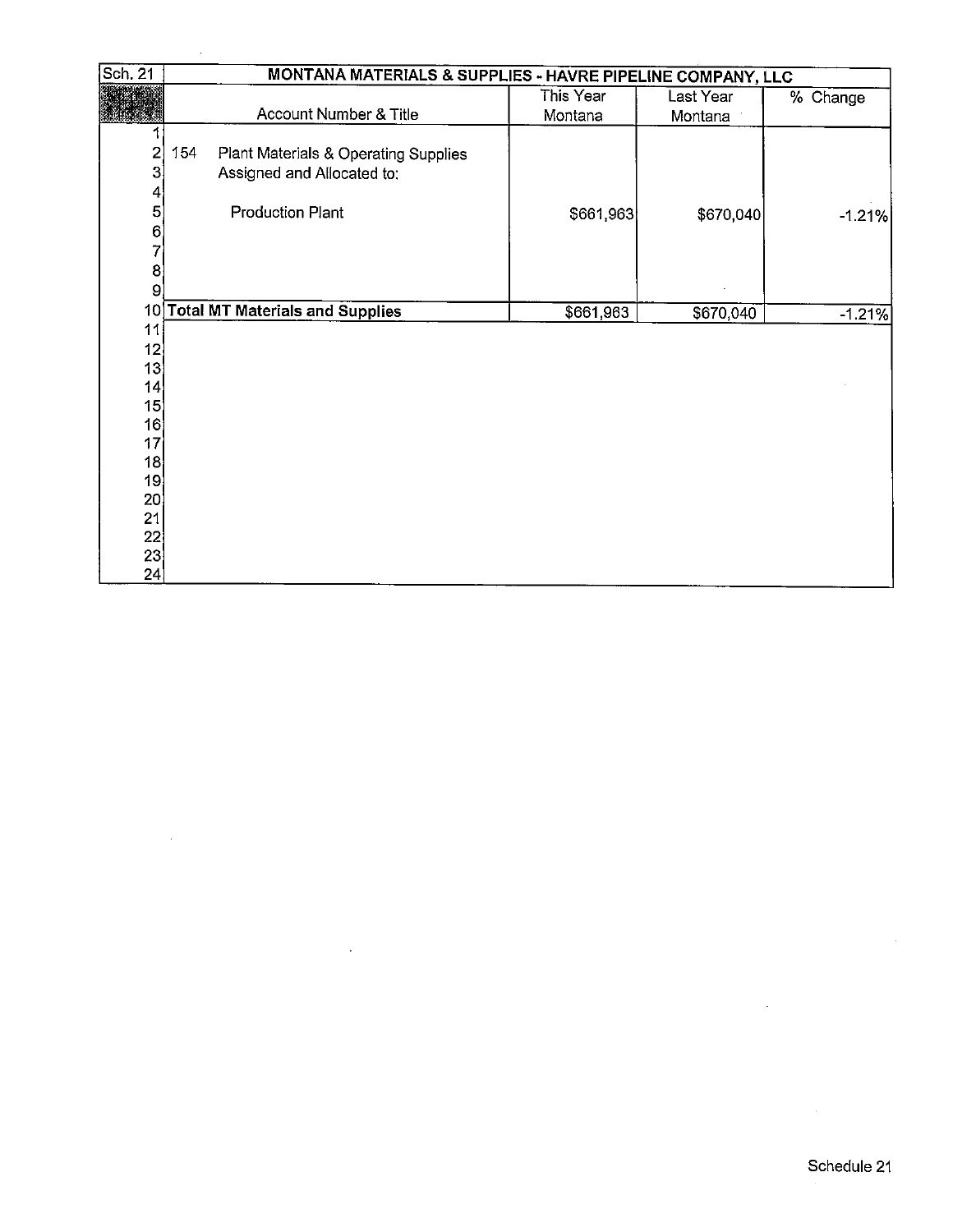| Sch. 21 | MONTANA MATERIALS & SUPPLIES - HAVRE PIPELINE COMPANY, LLC | | | |
|---|---|---|---|---|
| | Account Number & Title | This Year Montana | Last Year Montana | % Change |
| 1 | | | | |
| 2 | 154 Plant Materials & Operating Supplies | | | |
| 3 | Assigned and Allocated to: | | | |
| 4 | | | | |
| 5 | Production Plant | $661,963 | $670,040 | -1.21% |
| 6 | | | | |
| 7 | | | | |
| 8 | | | | |
| 9 | | | | |
| 10 | **Total MT Materials and Supplies** | $661,963 | $670,040 | -1.21% |
| 11 | | | | |
| 12 | | | | |
| 13 | | | | |
| 14 | | | | |
| 15 | | | | |
| 16 | | | | |
| 17 | | | | |
| 18 | | | | |
| 19 | | | | |
| 20 | | | | |
| 21 | | | | |
| 22 | | | | |
| 23 | | | | |
| 24 | | | | |

Schedule 21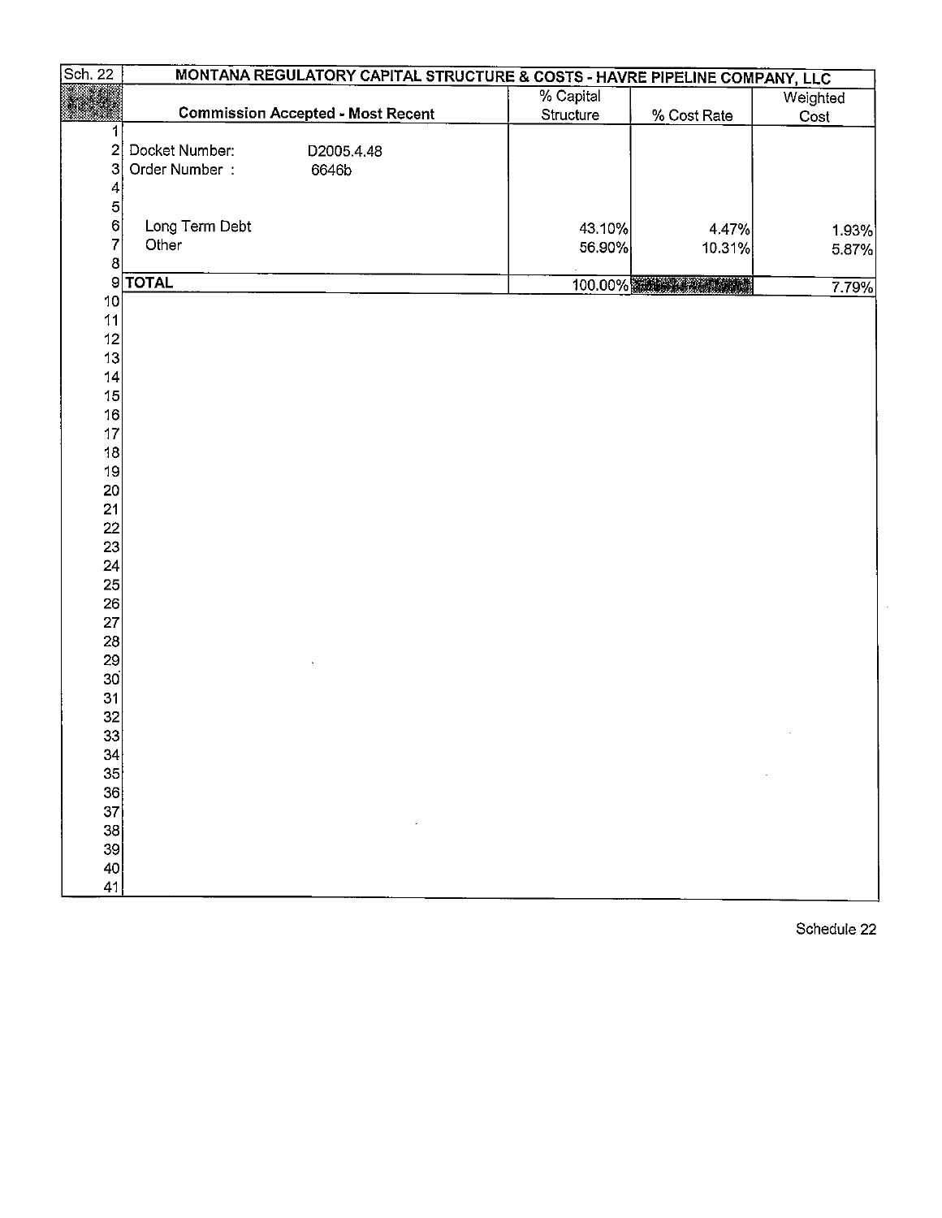| Sch. 22 | MONTANA REGULATORY CAPITAL STRUCTURE & COSTS - HAVRE PIPELINE COMPANY, LLC | | | |
|---|---|---|---|---|
| | **Commission Accepted - Most Recent** | % Capital Structure | % Cost Rate | Weighted Cost |
| 1 | | | | |
| 2 | Docket Number: D2005.4.48 | | | |
| 3 | Order Number : 6646b | | | |
| 4 | | | | |
| 5 | | | | |
| 6 | Long Term Debt | 43.10% | 4.47% | 1.93% |
| 7 | Other | 56.90% | 10.31% | 5.87% |
| 8 | | | | |
| 9 | **TOTAL** | 100.00% | | 7.79% |
| 10 | | | | |
| 11 | | | | |
| 12 | | | | |
| 13 | | | | |
| 14 | | | | |
| 15 | | | | |
| 16 | | | | |
| 17 | | | | |
| 18 | | | | |
| 19 | | | | |
| 20 | | | | |
| 21 | | | | |
| 22 | | | | |
| 23 | | | | |
| 24 | | | | |
| 25 | | | | |
| 26 | | | | |
| 27 | | | | |
| 28 | | | | |
| 29 | | | | |
| 30 | | | | |
| 31 | | | | |
| 32 | | | | |
| 33 | | | | |
| 34 | | | | |
| 35 | | | | |
| 36 | | | | |
| 37 | | | | |
| 38 | | | | |
| 39 | | | | |
| 40 | | | | |
| 41 | | | | |

Schedule 22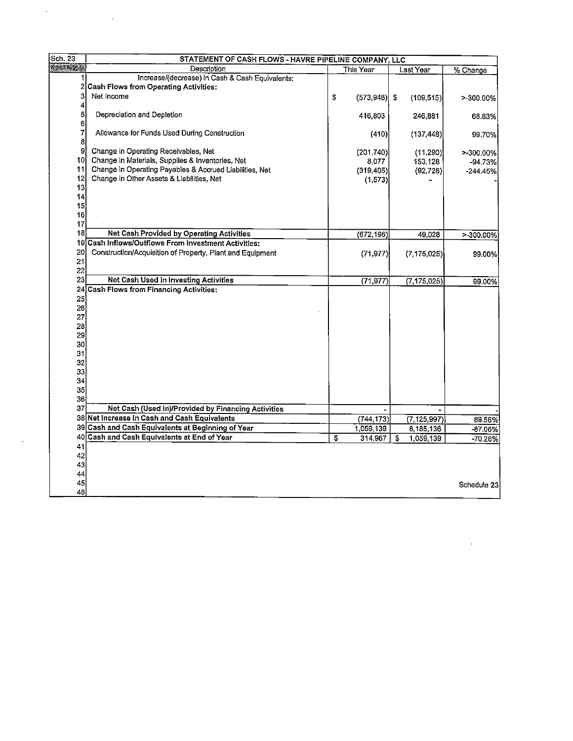| Sch. 23 | STATEMENT OF CASH FLOWS - HAVRE PIPELINE COMPANY, LLC | | | |
|---|---|---|---|---|
| | Description | This Year | Last Year | % Change |
| 1 | Increase/(decrease) in Cash & Cash Equivalents: | | | |
| 2 | **Cash Flows from Operating Activities:** | | | |
| 3 | Net Income | $ (573,948) | $ (109,515) | >-300.00% |
| 4 | | | | |
| 5 | Depreciation and Depletion | 416,803 | 246,881 | 68.83% |
| 6 | | | | |
| 7 | Allowance for Funds Used During Construction | (410) | (137,448) | 99.70% |
| 8 | | | | |
| 9 | Change in Operating Receivables, Net | (201,740) | (11,290) | >-300.00% |
| 10 | Change in Materials, Supplies & Inventories, Net | 8,077 | 153,128 | -94.73% |
| 11 | Change in Operating Payables & Accrued Liabilities, Net | (319,405) | (92,728) | -244.45% |
| 12 | Change in Other Assets & Liabilities, Net | (1,573) | - | - |
| 13 | | | | |
| 14 | | | | |
| 15 | | | | |
| 16 | | | | |
| 17 | | | | |
| 18 | **Net Cash Provided by Operating Activities** | (672,196) | 49,028 | >-300.00% |
| 19 | **Cash Inflows/Outflows From Investment Activities:** | | | |
| 20 | Construction/Acquisition of Property, Plant and Equipment | (71,977) | (7,175,025) | 99.00% |
| 21 | | | | |
| 22 | | | | |
| 23 | **Net Cash Used in Investing Activities** | (71,977) | (7,175,025) | 99.00% |
| 24 | **Cash Flows from Financing Activities:** | | | |
| 25 | | | | |
| 26 | | | | |
| 27 | | | | |
| 28 | | | | |
| 29 | | | | |
| 30 | | | | |
| 31 | | | | |
| 32 | | | | |
| 33 | | | | |
| 34 | | | | |
| 35 | | | | |
| 36 | | | | |
| 37 | **Net Cash (Used in)/Provided by Financing Activities** | - | - | - |
| 38 | **Net Increase in Cash and Cash Equivalents** | (744,173) | (7,125,997) | 89.56% |
| 39 | **Cash and Cash Equivalents at Beginning of Year** | 1,059,139 | 8,185,136 | -87.06% |
| 40 | **Cash and Cash Equivalents at End of Year** | $ 314,967 | $ 1,059,139 | -70.26% |
| 41 | | | | |
| 42 | | | | |
| 43 | | | | |
| 44 | | | | |
| 45 | | | | Schedule 23 |
| 46 | | | | |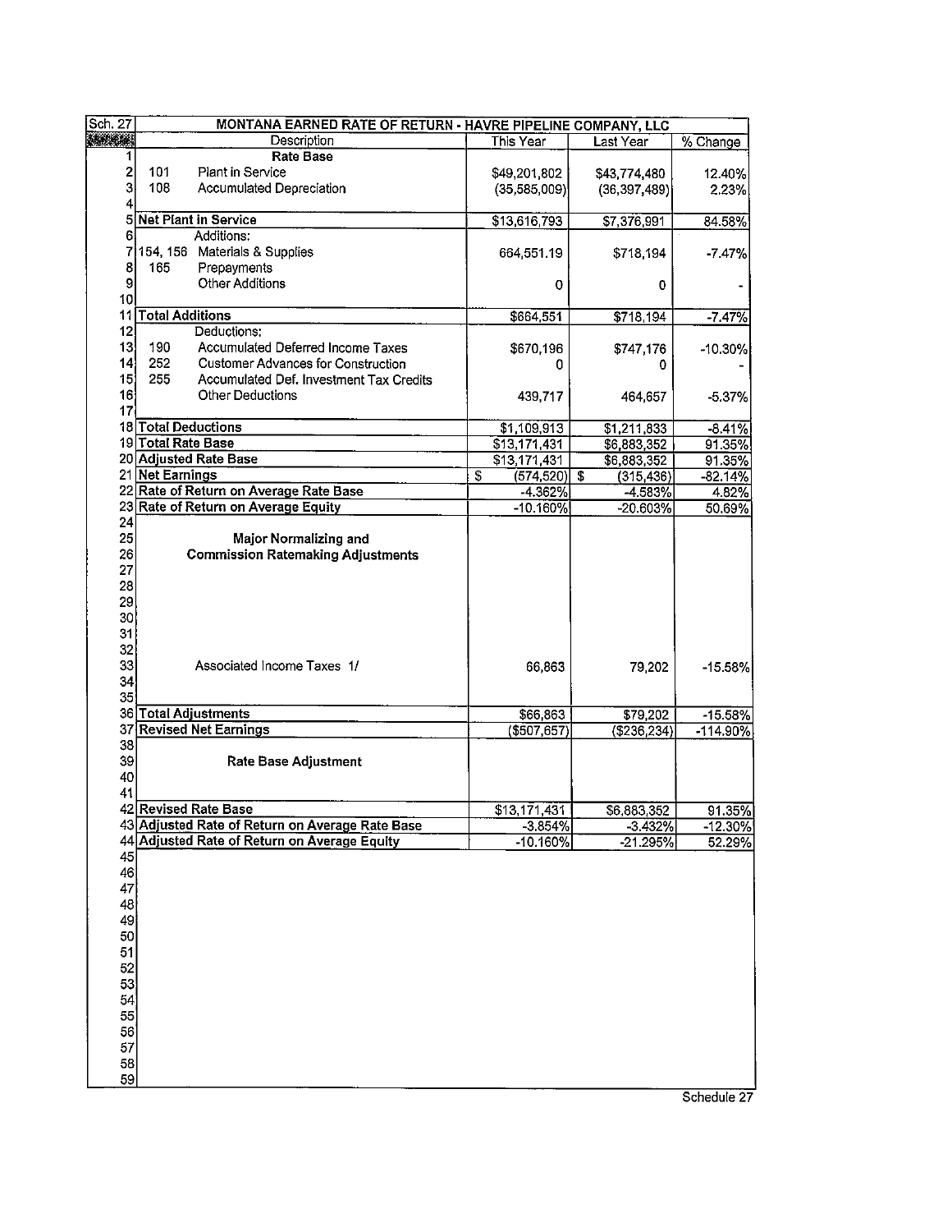| Sch. 27 | MONTANA EARNED RATE OF RETURN - HAVRE PIPELINE COMPANY, LLC | | | |
|---|---|---|---|---|
| | Description | This Year | Last Year | % Change |
| 1 | **Rate Base** | | | |
| 2 | 101 Plant in Service | $49,201,802 | $43,774,480 | 12.40% |
| 3 | 108 Accumulated Depreciation | (35,585,009) | (36,397,489) | 2.23% |
| 4 | | | | |
| 5 | **Net Plant in Service** | $13,616,793 | $7,376,991 | 84.58% |
| 6 | Additions: | | | |
| 7 | 154, 156 Materials & Supplies | 664,551.19 | $718,194 | -7.47% |
| 8 | 165 Prepayments | | | |
| 9 | Other Additions | 0 | 0 | - |
| 10 | | | | |
| 11 | **Total Additions** | $664,551 | $718,194 | -7.47% |
| 12 | Deductions: | | | |
| 13 | 190 Accumulated Deferred Income Taxes | $670,196 | $747,176 | -10.30% |
| 14 | 252 Customer Advances for Construction | 0 | 0 | - |
| 15 | 255 Accumulated Def. Investment Tax Credits | | | |
| 16 | Other Deductions | 439,717 | 464,657 | -5.37% |
| 17 | | | | |
| 18 | **Total Deductions** | $1,109,913 | $1,211,833 | -8.41% |
| 19 | **Total Rate Base** | $13,171,431 | $6,883,352 | 91.35% |
| 20 | **Adjusted Rate Base** | $13,171,431 | $6,883,352 | 91.35% |
| 21 | **Net Earnings** | $ (574,520) | $ (315,436) | -82.14% |
| 22 | **Rate of Return on Average Rate Base** | -4.362% | -4.583% | 4.82% |
| 23 | **Rate of Return on Average Equity** | -10.160% | -20.603% | 50.69% |
| 24 | | | | |
| 25 | **Major Normalizing and** | | | |
| 26 | **Commission Ratemaking Adjustments** | | | |
| 27 | | | | |
| 28 | | | | |
| 29 | | | | |
| 30 | | | | |
| 31 | | | | |
| 32 | | | | |
| 33 | Associated Income Taxes 1/ | 66,863 | 79,202 | -15.58% |
| 34 | | | | |
| 35 | | | | |
| 36 | **Total Adjustments** | $66,863 | $79,202 | -15.58% |
| 37 | **Revised Net Earnings** | ($507,657) | ($236,234) | -114.90% |
| 38 | | | | |
| 39 | **Rate Base Adjustment** | | | |
| 40 | | | | |
| 41 | | | | |
| 42 | **Revised Rate Base** | $13,171,431 | $6,883,352 | 91.35% |
| 43 | **Adjusted Rate of Return on Average Rate Base** | -3.854% | -3.432% | -12.30% |
| 44 | **Adjusted Rate of Return on Average Equity** | -10.160% | -21.295% | 52.29% |
| 45 | | | | |
| 46 | | | | |
| 47 | | | | |
| 48 | | | | |
| 49 | | | | |
| 50 | | | | |
| 51 | | | | |
| 52 | | | | |
| 53 | | | | |
| 54 | | | | |
| 55 | | | | |
| 56 | | | | |
| 57 | | | | |
| 58 | | | | |
| 59 | | | | |

Schedule 27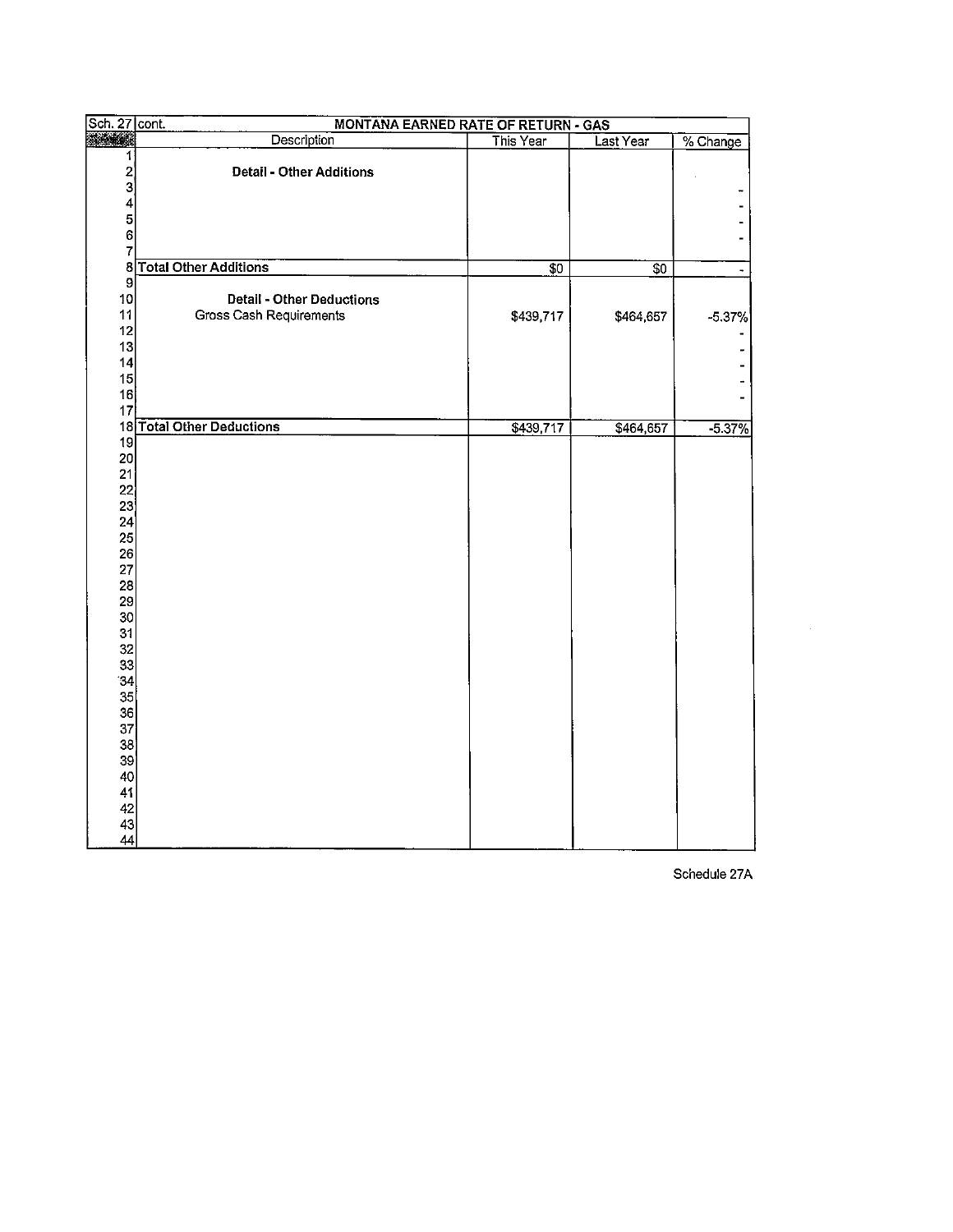| Sch. 27 cont. | MONTANA EARNED RATE OF RETURN - GAS | | | |
|---|---|---|---|---|
| | Description | This Year | Last Year | % Change |
| 1 | | | | |
| 2 | **Detail - Other Additions** | | | |
| 3 | | | | - |
| 4 | | | | - |
| 5 | | | | - |
| 6 | | | | - |
| 7 | | | | |
| 8 | **Total Other Additions** | $0 | $0 | - |
| 9 | | | | |
| 10 | **Detail - Other Deductions** | | | |
| 11 | Gross Cash Requirements | $439,717 | $464,657 | -5.37% |
| 12 | | | | - |
| 13 | | | | - |
| 14 | | | | - |
| 15 | | | | - |
| 16 | | | | - |
| 17 | | | | |
| 18 | **Total Other Deductions** | $439,717 | $464,657 | -5.37% |
| 19 | | | | |
| 20 | | | | |
| 21 | | | | |
| 22 | | | | |
| 23 | | | | |
| 24 | | | | |
| 25 | | | | |
| 26 | | | | |
| 27 | | | | |
| 28 | | | | |
| 29 | | | | |
| 30 | | | | |
| 31 | | | | |
| 32 | | | | |
| 33 | | | | |
| 34 | | | | |
| 35 | | | | |
| 36 | | | | |
| 37 | | | | |
| 38 | | | | |
| 39 | | | | |
| 40 | | | | |
| 41 | | | | |
| 42 | | | | |
| 43 | | | | |
| 44 | | | | |

Schedule 27A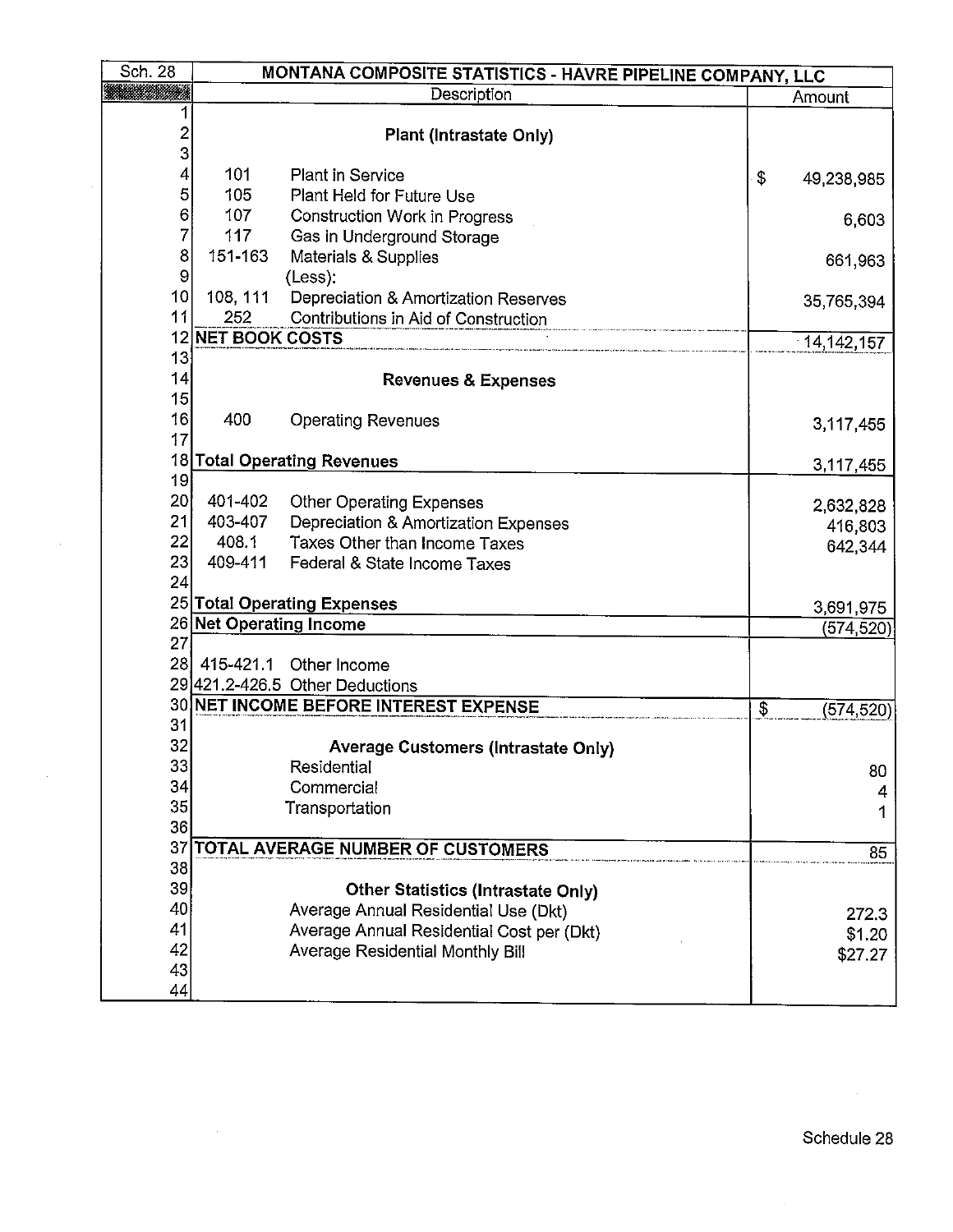| Sch. 28 | MONTANA COMPOSITE STATISTICS - HAVRE PIPELINE COMPANY, LLC | | |
|---|---|---|---|
| | | Description | Amount |
| 1 | | | |
| 2 | | **Plant (Intrastate Only)** | |
| 3 | | | |
| 4 | 101 | Plant in Service | $ 49,238,985 |
| 5 | 105 | Plant Held for Future Use | |
| 6 | 107 | Construction Work in Progress | 6,603 |
| 7 | 117 | Gas in Underground Storage | |
| 8 | 151-163 | Materials & Supplies | 661,963 |
| 9 | | (Less): | |
| 10 | 108, 111 | Depreciation & Amortization Reserves | 35,765,394 |
| 11 | 252 | Contributions in Aid of Construction | |
| 12 | **NET BOOK COSTS** | | 14,142,157 |
| 13 | | | |
| 14 | | **Revenues & Expenses** | |
| 15 | | | |
| 16 | 400 | Operating Revenues | 3,117,455 |
| 17 | | | |
| 18 | **Total Operating Revenues** | | 3,117,455 |
| 19 | | | |
| 20 | 401-402 | Other Operating Expenses | 2,632,828 |
| 21 | 403-407 | Depreciation & Amortization Expenses | 416,803 |
| 22 | 408.1 | Taxes Other than Income Taxes | 642,344 |
| 23 | 409-411 | Federal & State Income Taxes | |
| 24 | | | |
| 25 | **Total Operating Expenses** | | 3,691,975 |
| 26 | **Net Operating Income** | | (574,520) |
| 27 | | | |
| 28 | 415-421.1 | Other Income | |
| 29 | 421.2-426.5 | Other Deductions | |
| 30 | **NET INCOME BEFORE INTEREST EXPENSE** | | $ (574,520) |
| 31 | | | |
| 32 | | **Average Customers (Intrastate Only)** | |
| 33 | | Residential | 80 |
| 34 | | Commercial | 4 |
| 35 | | Transportation | 1 |
| 36 | | | |
| 37 | **TOTAL AVERAGE NUMBER OF CUSTOMERS** | | 85 |
| 38 | | | |
| 39 | | **Other Statistics (Intrastate Only)** | |
| 40 | | Average Annual Residential Use (Dkt) | 272.3 |
| 41 | | Average Annual Residential Cost per (Dkt) | $1.20 |
| 42 | | Average Residential Monthly Bill | $27.27 |
| 43 | | | |
| 44 | | | |

Schedule 28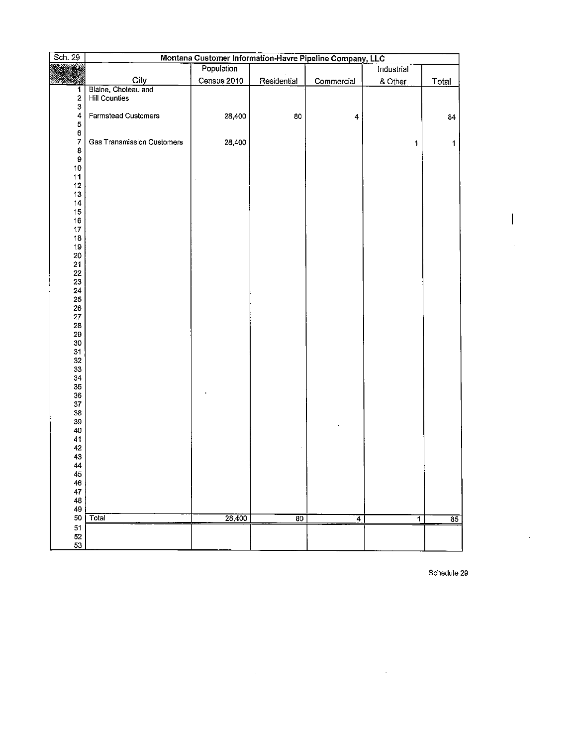| Sch. 29 | Montana Customer Information-Havre Pipeline Company, LLC | | | | | |
|---|---|---|---|---|---|---|
| | City | Population Census 2010 | Residential | Commercial | Industrial & Other | Total |
| 1 | Blaine, Choteau and | | | | | |
| 2 | Hill Counties | | | | | |
| 3 | | | | | | |
| 4 | Farmstead Customers | 28,400 | 80 | 4 | | 84 |
| 5 | | | | | | |
| 6 | | | | | | |
| 7 | Gas Transmission Customers | 28,400 | | | 1 | 1 |
| 8 | | | | | | |
| 9 | | | | | | |
| 10 | | | | | | |
| 11 | | | | | | |
| 12 | | | | | | |
| 13 | | | | | | |
| 14 | | | | | | |
| 15 | | | | | | |
| 16 | | | | | | |
| 17 | | | | | | |
| 18 | | | | | | |
| 19 | | | | | | |
| 20 | | | | | | |
| 21 | | | | | | |
| 22 | | | | | | |
| 23 | | | | | | |
| 24 | | | | | | |
| 25 | | | | | | |
| 26 | | | | | | |
| 27 | | | | | | |
| 28 | | | | | | |
| 29 | | | | | | |
| 30 | | | | | | |
| 31 | | | | | | |
| 32 | | | | | | |
| 33 | | | | | | |
| 34 | | | | | | |
| 35 | | | | | | |
| 36 | | | | | | |
| 37 | | | | | | |
| 38 | | | | | | |
| 39 | | | | | | |
| 40 | | | | | | |
| 41 | | | | | | |
| 42 | | | | | | |
| 43 | | | | | | |
| 44 | | | | | | |
| 45 | | | | | | |
| 46 | | | | | | |
| 47 | | | | | | |
| 48 | | | | | | |
| 49 | | | | | | |
| 50 | Total | 28,400 | 80 | 4 | 1 | 85 |
| 51 | | | | | | |
| 52 | | | | | | |
| 53 | | | | | | |

Schedule 29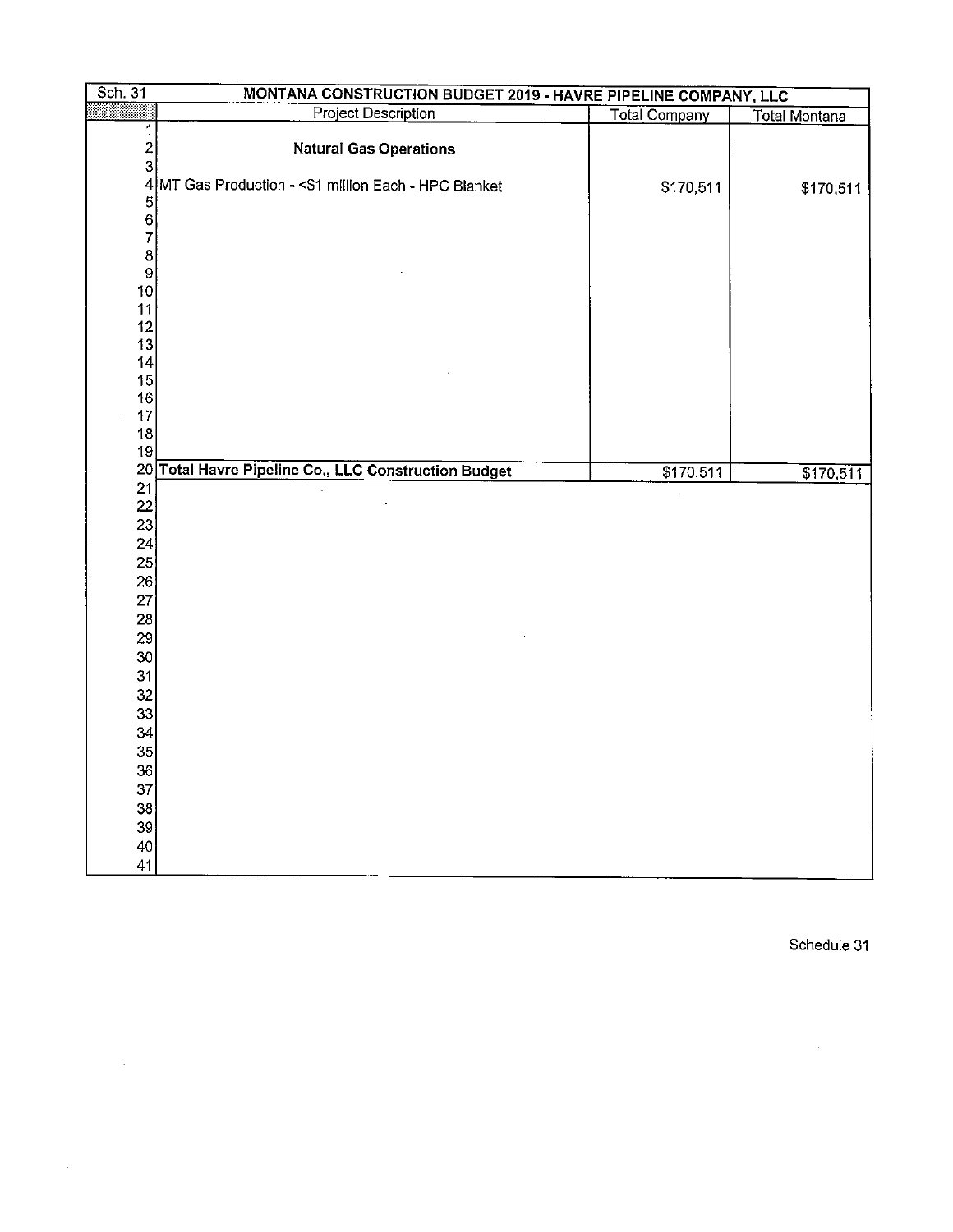| Sch. 31 | MONTANA CONSTRUCTION BUDGET 2019 - HAVRE PIPELINE COMPANY, LLC | | |
|---|---|---|---|
| | Project Description | Total Company | Total Montana |
| 1 | | | |
| 2 | **Natural Gas Operations** | | |
| 3 | | | |
| 4 | MT Gas Production - <$1 million Each - HPC Blanket | $170,511 | $170,511 |
| 5 | | | |
| 6 | | | |
| 7 | | | |
| 8 | | | |
| 9 | | | |
| 10 | | | |
| 11 | | | |
| 12 | | | |
| 13 | | | |
| 14 | | | |
| 15 | | | |
| 16 | | | |
| 17 | | | |
| 18 | | | |
| 19 | | | |
| 20 | **Total Havre Pipeline Co., LLC Construction Budget** | $170,511 | $170,511 |
| 21 | | | |
| 22 | | | |
| 23 | | | |
| 24 | | | |
| 25 | | | |
| 26 | | | |
| 27 | | | |
| 28 | | | |
| 29 | | | |
| 30 | | | |
| 31 | | | |
| 32 | | | |
| 33 | | | |
| 34 | | | |
| 35 | | | |
| 36 | | | |
| 37 | | | |
| 38 | | | |
| 39 | | | |
| 40 | | | |
| 41 | | | |

Schedule 31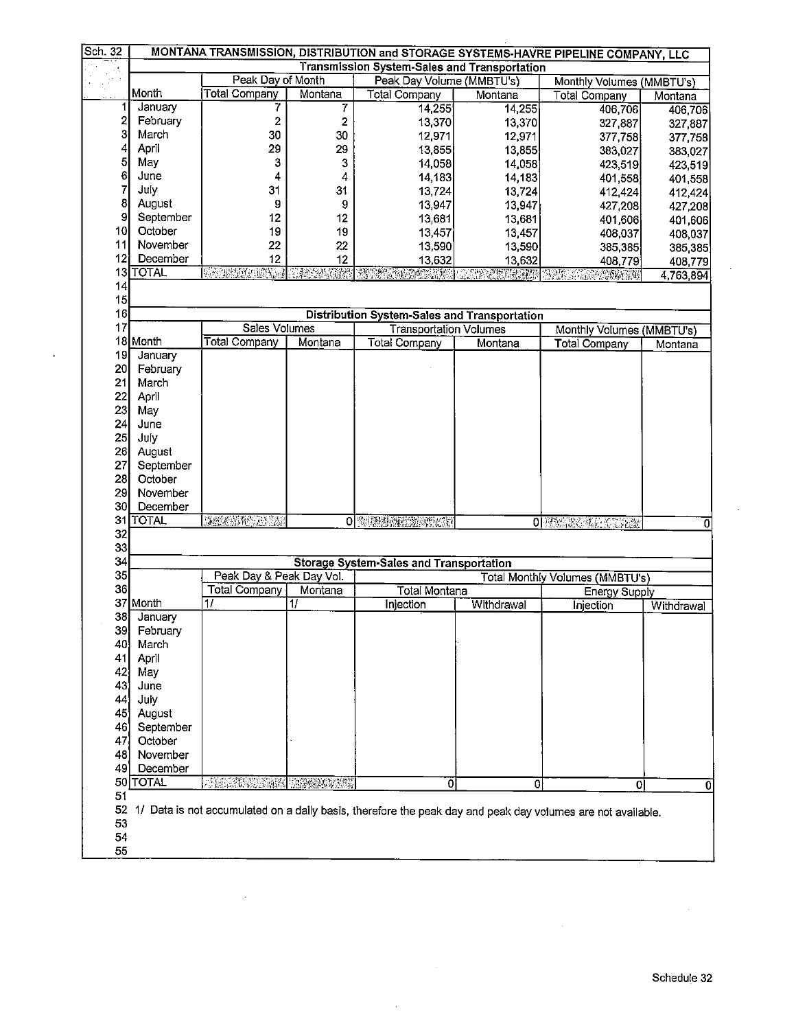| Sch. 32 | MONTANA TRANSMISSION, DISTRIBUTION and STORAGE SYSTEMS-HAVRE PIPELINE COMPANY, LLC | | | | | | |
|---|---|---|---|---|---|---|---|
| | Transmission System-Sales and Transportation | | | | | | |
| | | Peak Day of Month | | Peak Day Volume (MMBTU's) | | Monthly Volumes (MMBTU's) | |
| | Month | Total Company | Montana | Total Company | Montana | Total Company | Montana |
| 1 | January | 7 | 7 | 14,255 | 14,255 | 406,706 | 406,706 |
| 2 | February | 2 | 2 | 13,370 | 13,370 | 327,887 | 327,887 |
| 3 | March | 30 | 30 | 12,971 | 12,971 | 377,758 | 377,758 |
| 4 | April | 29 | 29 | 13,855 | 13,855 | 383,027 | 383,027 |
| 5 | May | 3 | 3 | 14,058 | 14,058 | 423,519 | 423,519 |
| 6 | June | 4 | 4 | 14,183 | 14,183 | 401,558 | 401,558 |
| 7 | July | 31 | 31 | 13,724 | 13,724 | 412,424 | 412,424 |
| 8 | August | 9 | 9 | 13,947 | 13,947 | 427,208 | 427,208 |
| 9 | September | 12 | 12 | 13,681 | 13,681 | 401,606 | 401,606 |
| 10 | October | 19 | 19 | 13,457 | 13,457 | 408,037 | 408,037 |
| 11 | November | 22 | 22 | 13,590 | 13,590 | 385,385 | 385,385 |
| 12 | December | 12 | 12 | 13,632 | 13,632 | 408,779 | 408,779 |
| 13 | TOTAL | | | | | | 4,763,894 |
| 14 | | | | | | | |
| 15 | | | | | | | |

| 16 | Distribution System-Sales and Transportation | | | | | | |
|---|---|---|---|---|---|---|---|
| 17 | | Sales Volumes | | Transportation Volumes | | Monthly Volumes (MMBTU's) | |
| 18 | Month | Total Company | Montana | Total Company | Montana | Total Company | Montana |
| 19 | January | | | | | | |
| 20 | February | | | | | | |
| 21 | March | | | | | | |
| 22 | April | | | | | | |
| 23 | May | | | | | | |
| 24 | June | | | | | | |
| 25 | July | | | | | | |
| 26 | August | | | | | | |
| 27 | September | | | | | | |
| 28 | October | | | | | | |
| 29 | November | | | | | | |
| 30 | December | | | | | | |
| 31 | TOTAL | | 0 | | 0 | | 0 |
| 32 | | | | | | | |
| 33 | | | | | | | |

| 34 | Storage System-Sales and Transportation | | | | | | |
|---|---|---|---|---|---|---|---|
| 35 | | Peak Day & Peak Day Vol. | | Total Monthly Volumes (MMBTU's) | | | |
| 36 | | Total Company | Montana | Total Montana | | Energy Supply | |
| 37 | Month | 1/ | 1/ | Injection | Withdrawal | Injection | Withdrawal |
| 38 | January | | | | | | |
| 39 | February | | | | | | |
| 40 | March | | | | | | |
| 41 | April | | | | | | |
| 42 | May | | | | | | |
| 43 | June | | | | | | |
| 44 | July | | | | | | |
| 45 | August | | | | | | |
| 46 | September | | | | | | |
| 47 | October | | | | | | |
| 48 | November | | | | | | |
| 49 | December | | | | | | |
| 50 | TOTAL | | | 0 | 0 | 0 | 0 |
| 51 | | | | | | | |
| 52 | 1/ Data is not accumulated on a daily basis, therefore the peak day and peak day volumes are not available. | | | | | | |
| 53 | | | | | | | |
| 54 | | | | | | | |
| 55 | | | | | | | |

Schedule 32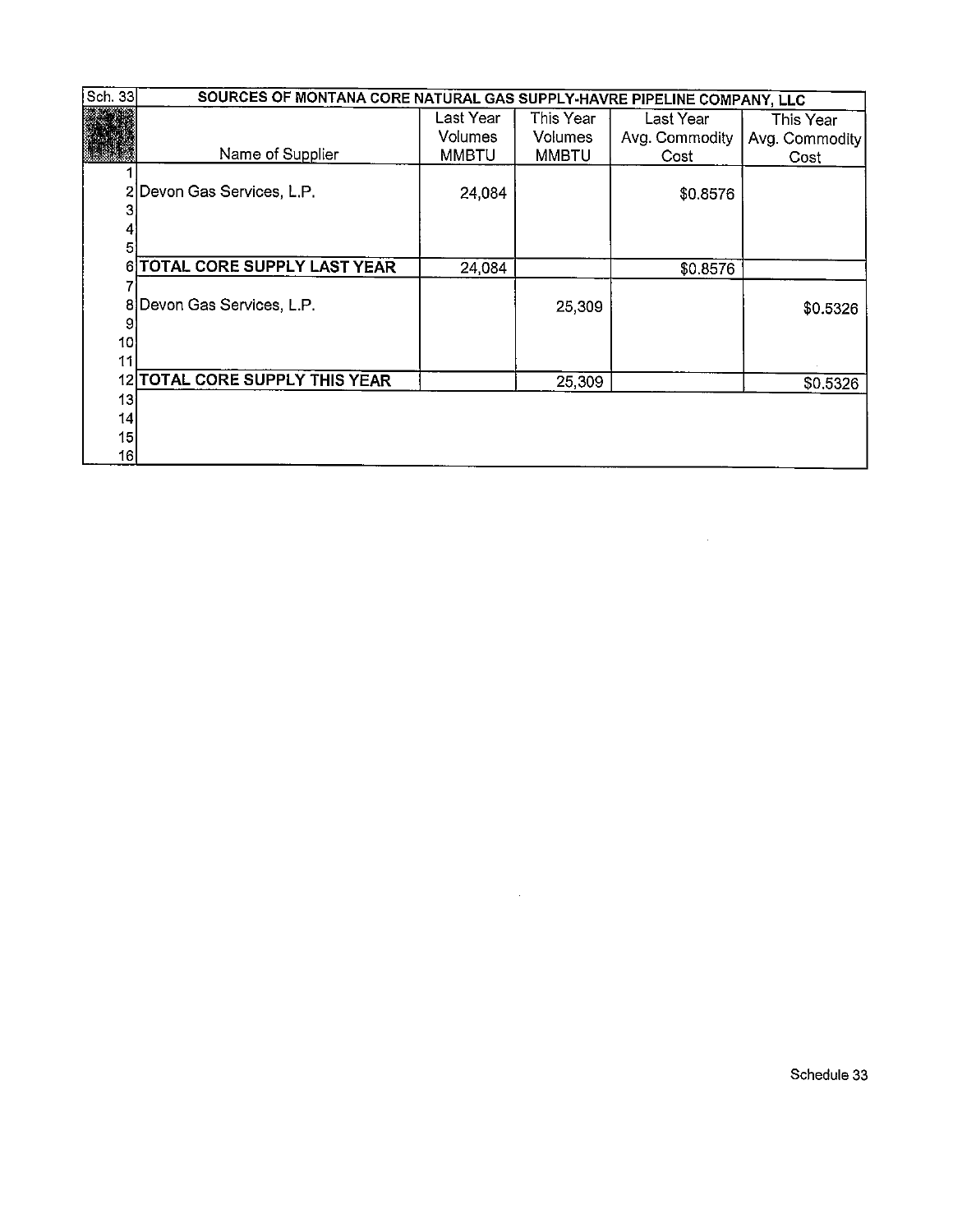| Sch. 33 | SOURCES OF MONTANA CORE NATURAL GAS SUPPLY-HAVRE PIPELINE COMPANY, LLC | | | | |
|---|---|---|---|---|---|
| | Name of Supplier | Last Year Volumes MMBTU | This Year Volumes MMBTU | Last Year Avg. Commodity Cost | This Year Avg. Commodity Cost |
| 1 | | | | | |
| 2 | Devon Gas Services, L.P. | 24,084 | | $0.8576 | |
| 3 | | | | | |
| 4 | | | | | |
| 5 | | | | | |
| 6 | **TOTAL CORE SUPPLY LAST YEAR** | 24,084 | | $0.8576 | |
| 7 | | | | | |
| 8 | Devon Gas Services, L.P. | | 25,309 | | $0.5326 |
| 9 | | | | | |
| 10 | | | | | |
| 11 | | | | | |
| 12 | **TOTAL CORE SUPPLY THIS YEAR** | | 25,309 | | $0.5326 |
| 13 | | | | | |
| 14 | | | | | |
| 15 | | | | | |
| 16 | | | | | |

Schedule 33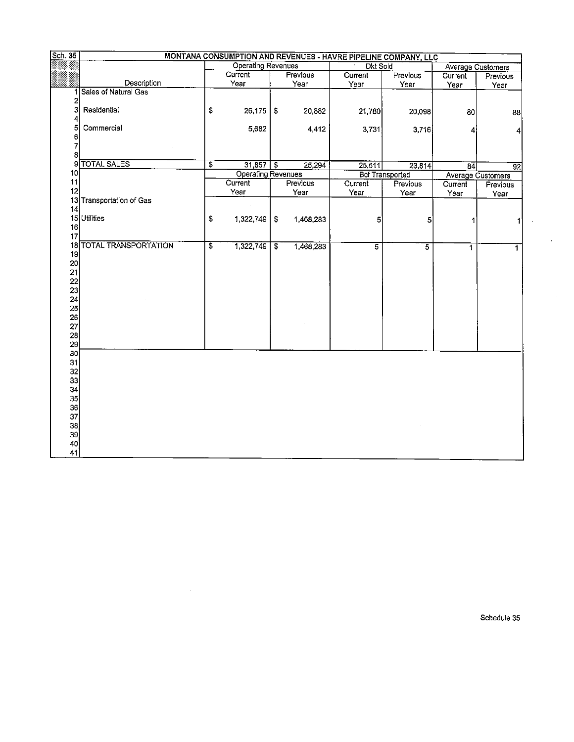| Sch. 35 | MONTANA CONSUMPTION AND REVENUES - HAVRE PIPELINE COMPANY, LLC | | | | | | |
|---|---|---|---|---|---|---|---|
| | | Operating Revenues | | Dkt Sold | | Average Customers | |
| | Description | Current Year | Previous Year | Current Year | Previous Year | Current Year | Previous Year |
| 1 | Sales of Natural Gas | | | | | | |
| 2 | | | | | | | |
| 3 | Residential | $ 26,175 | $ 20,882 | 21,780 | 20,098 | 80 | 88 |
| 4 | | | | | | | |
| 5 | Commercial | 5,682 | 4,412 | 3,731 | 3,716 | 4 | 4 |
| 6 | | | | | | | |
| 7 | | | | | | | |
| 8 | | | | | | | |
| 9 | TOTAL SALES | $ 31,857 | $ 25,294 | 25,511 | 23,814 | 84 | 92 |
| 10 | | Operating Revenues | | Bcf Transported | | Average Customers | |
| 11 | | Current | Previous | Current | Previous | Current | Previous |
| 12 | | Year | Year | Year | Year | Year | Year |
| 13 | Transportation of Gas | | | | | | |
| 14 | | | | | | | |
| 15 | Utilities | $ 1,322,749 | $ 1,468,283 | 5 | 5 | 1 | 1 |
| 16 | | | | | | | |
| 17 | | | | | | | |
| 18 | TOTAL TRANSPORTATION | $ 1,322,749 | $ 1,468,283 | 5 | 5 | 1 | 1 |
| 19 | | | | | | | |
| 20 | | | | | | | |
| 21 | | | | | | | |
| 22 | | | | | | | |
| 23 | | | | | | | |
| 24 | | | | | | | |
| 25 | | | | | | | |
| 26 | | | | | | | |
| 27 | | | | | | | |
| 28 | | | | | | | |
| 29 | | | | | | | |
| 30 | | | | | | | |
| 31 | | | | | | | |
| 32 | | | | | | | |
| 33 | | | | | | | |
| 34 | | | | | | | |
| 35 | | | | | | | |
| 36 | | | | | | | |
| 37 | | | | | | | |
| 38 | | | | | | | |
| 39 | | | | | | | |
| 40 | | | | | | | |
| 41 | | | | | | | |

Schedule 35